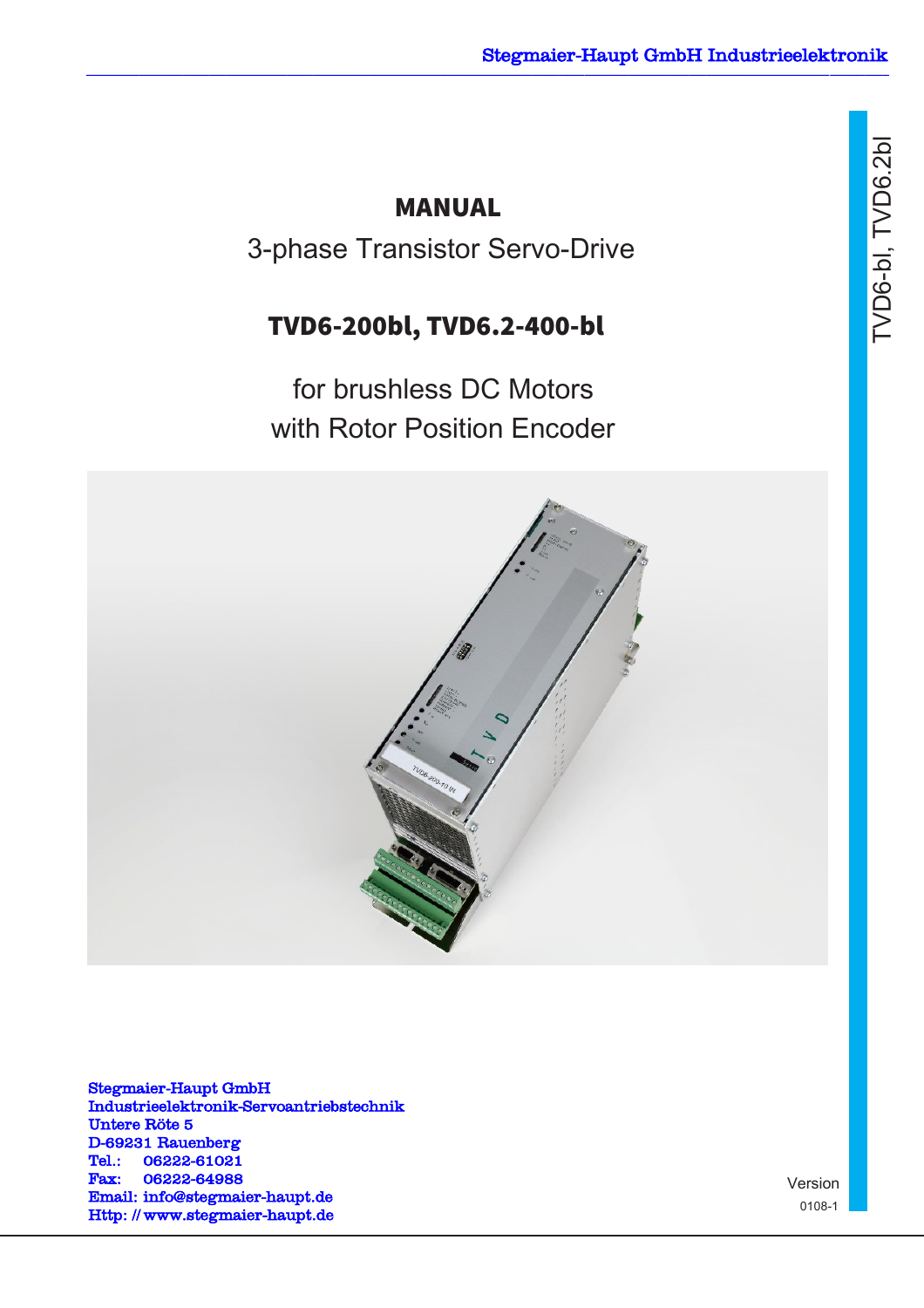# MANUAL

3-phase Transistor Servo-Drive

## TVD6-200bl, TVD6.2-400-bl

for brushless DC Motors
with Rotor Position Encoder

TVD6-bl, TVD6.2bl

**Stegmaier-Haupt GmbH**
**Industrieelektronik-Servoantriebstechnik**
**Untere Röte 5**
**D-69231 Rauenberg**
**Tel.: 06222-61021**
**Fax: 06222-64988**
**Email: info@stegmaier-haupt.de**
**Http: // www.stegmaier-haupt.de**

Version
0108-1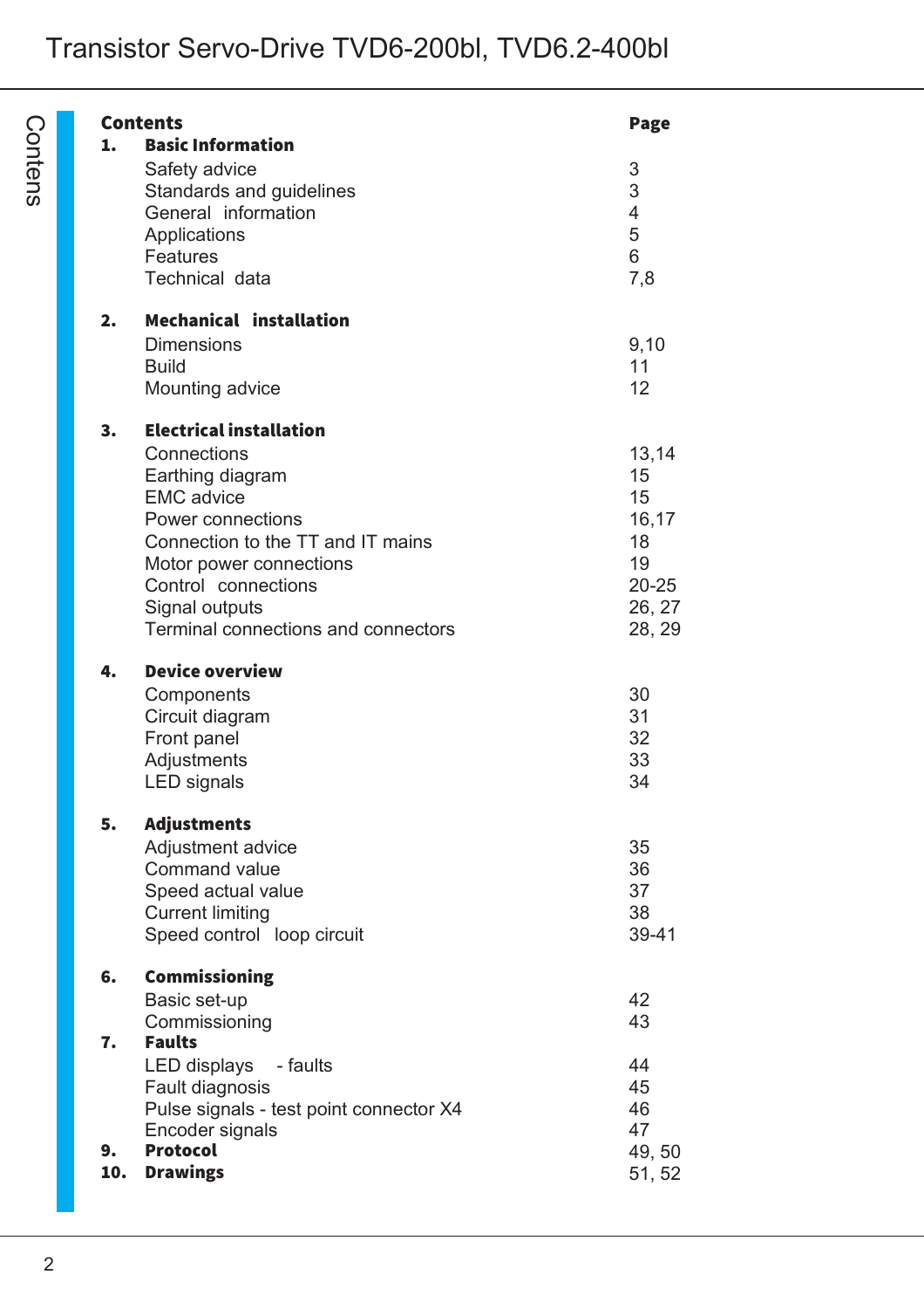# Contents

| | Contents | Page |
|---|---|---|
| **1.** | **Basic Information** | |
| | Safety advice | 3 |
| | Standards and guidelines | 3 |
| | General information | 4 |
| | Applications | 5 |
| | Features | 6 |
| | Technical data | 7,8 |
| **2.** | **Mechanical installation** | |
| | Dimensions | 9,10 |
| | Build | 11 |
| | Mounting advice | 12 |
| **3.** | **Electrical installation** | |
| | Connections | 13,14 |
| | Earthing diagram | 15 |
| | EMC advice | 15 |
| | Power connections | 16,17 |
| | Connection to the TT and IT mains | 18 |
| | Motor power connections | 19 |
| | Control connections | 20-25 |
| | Signal outputs | 26, 27 |
| | Terminal connections and connectors | 28, 29 |
| **4.** | **Device overview** | |
| | Components | 30 |
| | Circuit diagram | 31 |
| | Front panel | 32 |
| | Adjustments | 33 |
| | LED signals | 34 |
| **5.** | **Adjustments** | |
| | Adjustment advice | 35 |
| | Command value | 36 |
| | Speed actual value | 37 |
| | Current limiting | 38 |
| | Speed control loop circuit | 39-41 |
| **6.** | **Commissioning** | |
| | Basic set-up | 42 |
| | Commissioning | 43 |
| **7.** | **Faults** | |
| | LED displays - faults | 44 |
| | Fault diagnosis | 45 |
| | Pulse signals - test point connector X4 | 46 |
| | Encoder signals | 47 |
| **9.** | **Protocol** | 49, 50 |
| **10.** | **Drawings** | 51, 52 |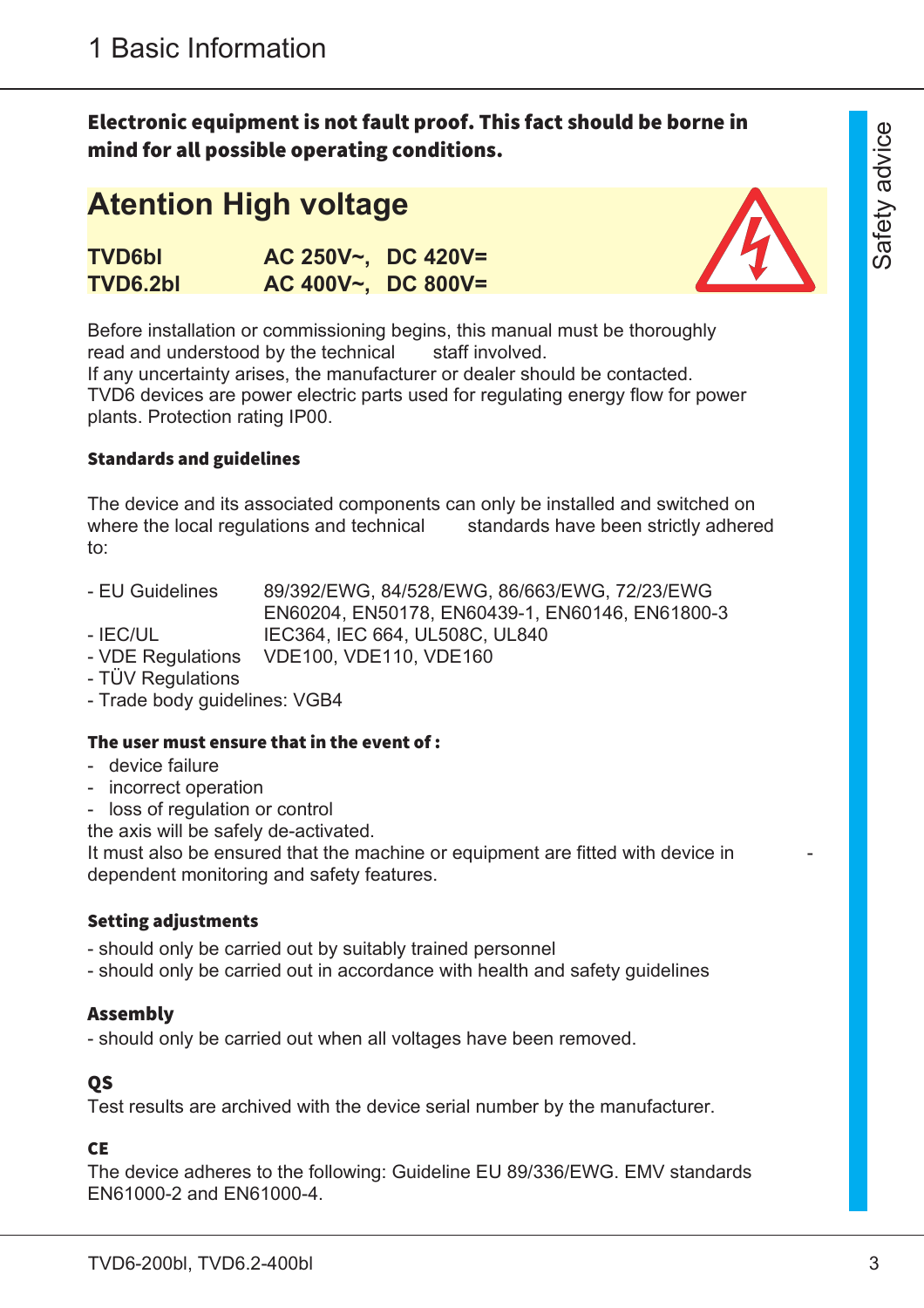**Electronic equipment is not fault proof. This fact should be borne in mind for all possible operating conditions.**

## Atention High voltage

| | |
|---|---|
| **TVD6bl** | **AC 250V~, DC 420V=** |
| **TVD6.2bl** | **AC 400V~, DC 800V=** |

Before installation or commissioning begins, this manual must be thoroughly read and understood by the technical staff involved.
If any uncertainty arises, the manufacturer or dealer should be contacted.
TVD6 devices are power electric parts used for regulating energy flow for power plants. Protection rating IP00.

#### Standards and guidelines

The device and its associated components can only be installed and switched on where the local regulations and technical standards have been strictly adhered to:

- EU Guidelines: 89/392/EWG, 84/528/EWG, 86/663/EWG, 72/23/EWG, EN60204, EN50178, EN60439-1, EN60146, EN61800-3
- IEC/UL: IEC364, IEC 664, UL508C, UL840
- VDE Regulations: VDE100, VDE110, VDE160
- TÜV Regulations
- Trade body guidelines: VGB4

#### The user must ensure that in the event of :

- device failure
- incorrect operation
- loss of regulation or control

the axis will be safely de-activated.
It must also be ensured that the machine or equipment are fitted with device independent monitoring and safety features.

#### Setting adjustments

- should only be carried out by suitably trained personnel
- should only be carried out in accordance with health and safety guidelines

#### Assembly

- should only be carried out when all voltages have been removed.

#### QS

Test results are archived with the device serial number by the manufacturer.

#### CE

The device adheres to the following: Guideline EU 89/336/EWG. EMV standards EN61000-2 and EN61000-4.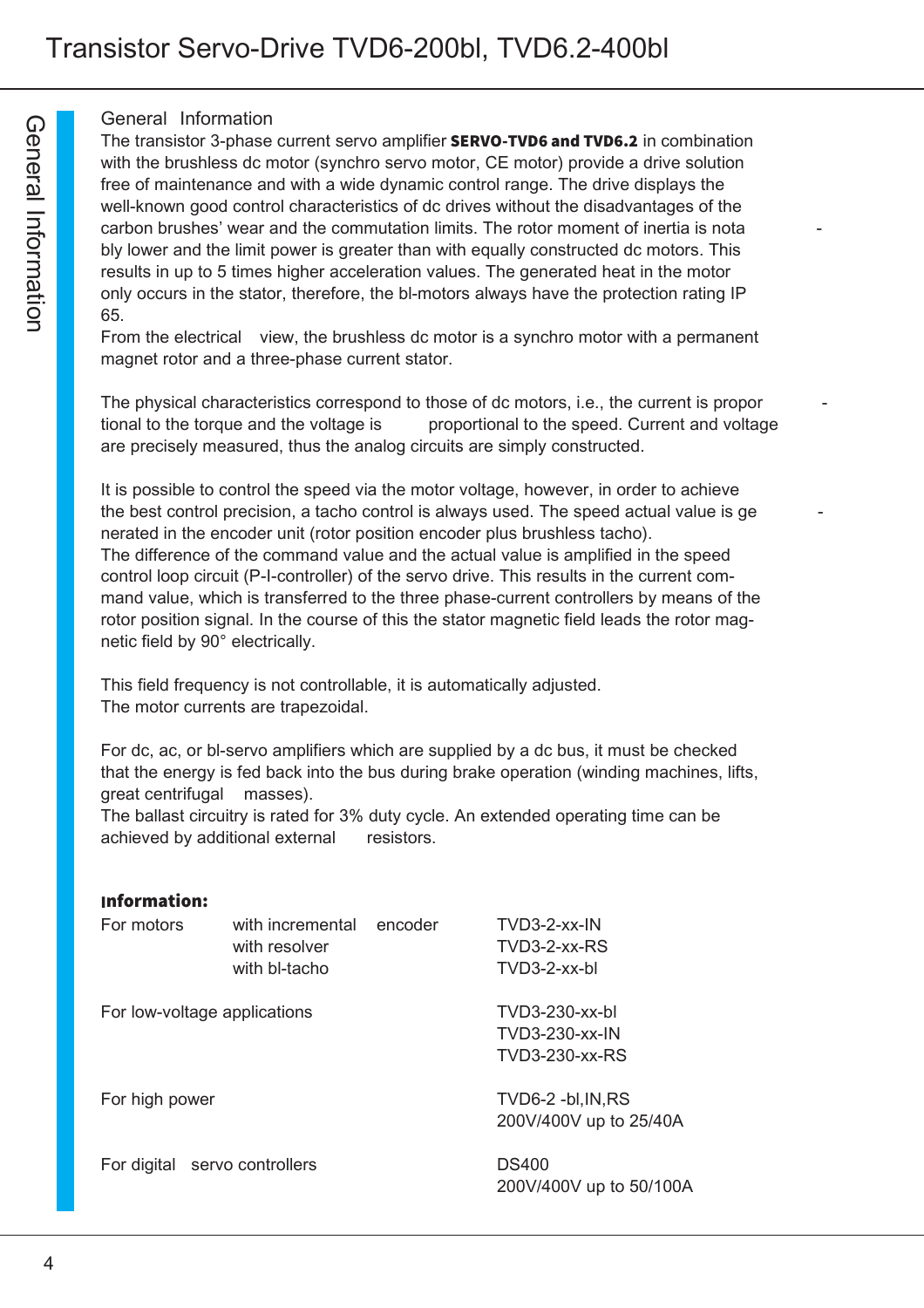## General Information

The transistor 3-phase current servo amplifier **SERVO-TVD6 and TVD6.2** in combination with the brushless dc motor (synchro servo motor, CE motor) provide a drive solution free of maintenance and with a wide dynamic control range. The drive displays the well-known good control characteristics of dc drives without the disadvantages of the carbon brushes' wear and the commutation limits. The rotor moment of inertia is notably lower and the limit power is greater than with equally constructed dc motors. This results in up to 5 times higher acceleration values. The generated heat in the motor only occurs in the stator, therefore, the bl-motors always have the protection rating IP 65.
From the electrical view, the brushless dc motor is a synchro motor with a permanent magnet rotor and a three-phase current stator.

The physical characteristics correspond to those of dc motors, i.e., the current is proportional to the torque and the voltage is proportional to the speed. Current and voltage are precisely measured, thus the analog circuits are simply constructed.

It is possible to control the speed via the motor voltage, however, in order to achieve the best control precision, a tacho control is always used. The speed actual value is generated in the encoder unit (rotor position encoder plus brushless tacho).
The difference of the command value and the actual value is amplified in the speed control loop circuit (P-I-controller) of the servo drive. This results in the current command value, which is transferred to the three phase-current controllers by means of the rotor position signal. In the course of this the stator magnetic field leads the rotor magnetic field by 90° electrically.

This field frequency is not controllable, it is automatically adjusted.
The motor currents are trapezoidal.

For dc, ac, or bl-servo amplifiers which are supplied by a dc bus, it must be checked that the energy is fed back into the bus during brake operation (winding machines, lifts, great centrifugal masses).
The ballast circuitry is rated for 3% duty cycle. An extended operating time can be achieved by additional external resistors.

**Information:**

| | | |
|---|---|---|
| For motors | with incremental encoder | TVD3-2-xx-IN |
| | with resolver | TVD3-2-xx-RS |
| | with bl-tacho | TVD3-2-xx-bl |
| For low-voltage applications | | TVD3-230-xx-bl<br>TVD3-230-xx-IN<br>TVD3-230-xx-RS |
| For high power | | TVD6-2 -bl,IN,RS<br>200V/400V up to 25/40A |
| For digital servo controllers | | DS400<br>200V/400V up to 50/100A |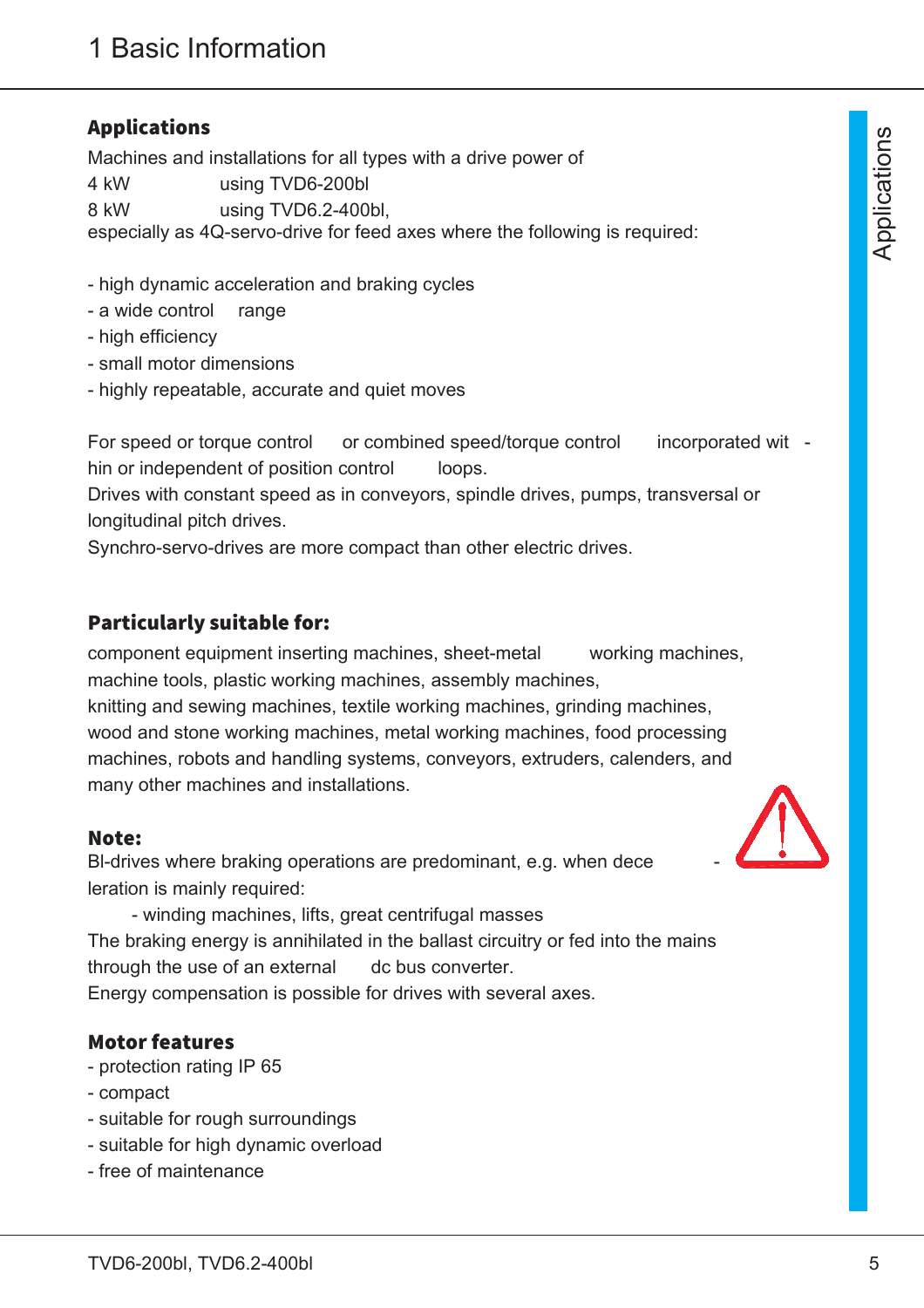## Applications

Machines and installations for all types with a drive power of

4 kW using TVD6-200bl

8 kW using TVD6.2-400bl,

especially as 4Q-servo-drive for feed axes where the following is required:

- high dynamic acceleration and braking cycles
- a wide control range
- high efficiency
- small motor dimensions
- highly repeatable, accurate and quiet moves

For speed or torque control or combined speed/torque control incorporated within or independent of position control loops.

Drives with constant speed as in conveyors, spindle drives, pumps, transversal or longitudinal pitch drives.

Synchro-servo-drives are more compact than other electric drives.

## Particularly suitable for:

component equipment inserting machines, sheet-metal working machines, machine tools, plastic working machines, assembly machines, knitting and sewing machines, textile working machines, grinding machines, wood and stone working machines, metal working machines, food processing machines, robots and handling systems, conveyors, extruders, calenders, and many other machines and installations.

## Note:

Bl-drives where braking operations are predominant, e.g. when deceleration is mainly required:

- winding machines, lifts, great centrifugal masses

The braking energy is annihilated in the ballast circuitry or fed into the mains through the use of an external dc bus converter.

Energy compensation is possible for drives with several axes.

## Motor features

- protection rating IP 65
- compact
- suitable for rough surroundings
- suitable for high dynamic overload
- free of maintenance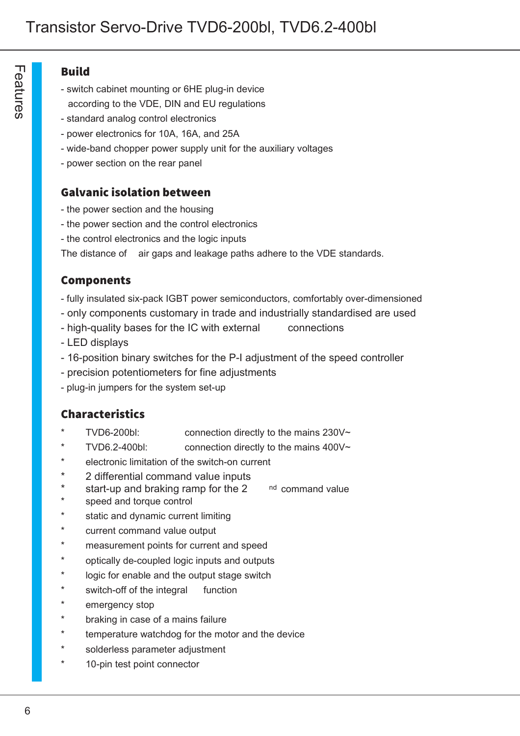Features

## Build

- switch cabinet mounting or 6HE plug-in device according to the VDE, DIN and EU regulations
- standard analog control electronics
- power electronics for 10A, 16A, and 25A
- wide-band chopper power supply unit for the auxiliary voltages
- power section on the rear panel

## Galvanic isolation between

- the power section and the housing
- the power section and the control electronics
- the control electronics and the logic inputs

The distance of air gaps and leakage paths adhere to the VDE standards.

## Components

- fully insulated six-pack IGBT power semiconductors, comfortably over-dimensioned
- only components customary in trade and industrially standardised are used
- high-quality bases for the IC with external connections
- LED displays
- 16-position binary switches for the P-I adjustment of the speed controller
- precision potentiometers for fine adjustments
- plug-in jumpers for the system set-up

## Characteristics

* TVD6-200bl: connection directly to the mains 230V~
* TVD6.2-400bl: connection directly to the mains 400V~
* electronic limitation of the switch-on current
* 2 differential command value inputs
* start-up and braking ramp for the 2nd command value
* speed and torque control
* static and dynamic current limiting
* current command value output
* measurement points for current and speed
* optically de-coupled logic inputs and outputs
* logic for enable and the output stage switch
* switch-off of the integral function
* emergency stop
* braking in case of a mains failure
* temperature watchdog for the motor and the device
* solderless parameter adjustment
* 10-pin test point connector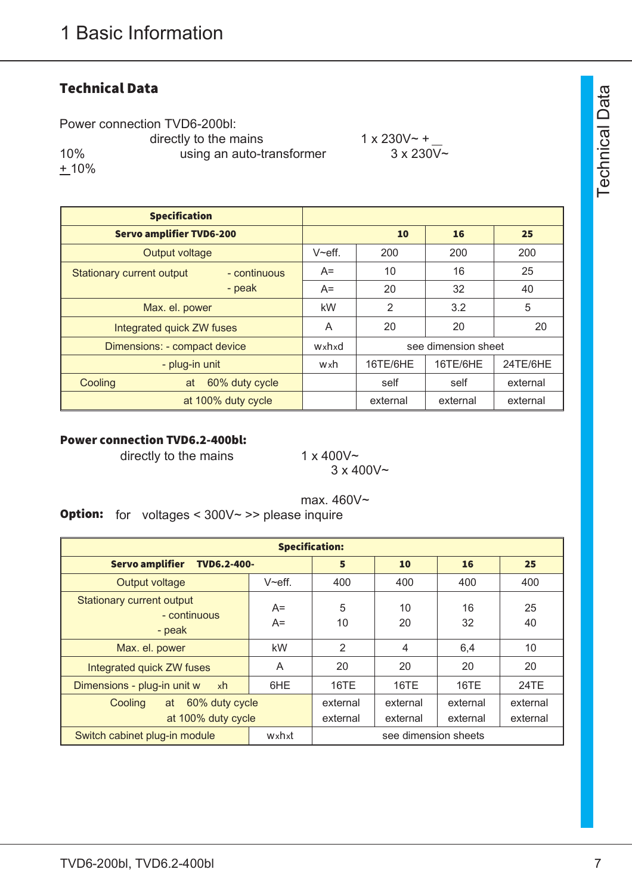## Technical Data

Power connection TVD6-200bl:

directly to the mains 1 x 230V~ + 10%

using an auto-transformer 3 x 230V~ + 10%

| Specification | | | | |
|---|---|---|---|---|
| Servo amplifier TVD6-200 | | 10 | 16 | 25 |
| Output voltage | V~eff. | 200 | 200 | 200 |
| Stationary current output - continuous | A= | 10 | 16 | 25 |
| - peak | A= | 20 | 32 | 40 |
| Max. el. power | kW | 2 | 3.2 | 5 |
| Integrated quick ZW fuses | A | 20 | 20 | 20 |
| Dimensions: - compact device | wxhxd | see dimension sheet | | |
| - plug-in unit | wxh | 16TE/6HE | 16TE/6HE | 24TE/6HE |
| Cooling at 60% duty cycle | | self | self | external |
| at 100% duty cycle | | external | external | external |

**Power connection TVD6.2-400bl:**

directly to the mains 1 x 400V~

3 x 400V~

max. 460V~

**Option:** for voltages < 300V~ >> please inquire

| Specification: | | | | | |
|---|---|---|---|---|---|
| Servo amplifier TVD6.2-400- | | 5 | 10 | 16 | 25 |
| Output voltage | V~eff. | 400 | 400 | 400 | 400 |
| Stationary current output - continuous | A= | 5 | 10 | 16 | 25 |
| - peak | A= | 10 | 20 | 32 | 40 |
| Max. el. power | kW | 2 | 4 | 6,4 | 10 |
| Integrated quick ZW fuses | A | 20 | 20 | 20 | 20 |
| Dimensions - plug-in unit wxh | 6HE | 16TE | 16TE | 16TE | 24TE |
| Cooling at 60% duty cycle | | external | external | external | external |
| at 100% duty cycle | | external | external | external | external |
| Switch cabinet plug-in module | wxhxt | see dimension sheets | | | |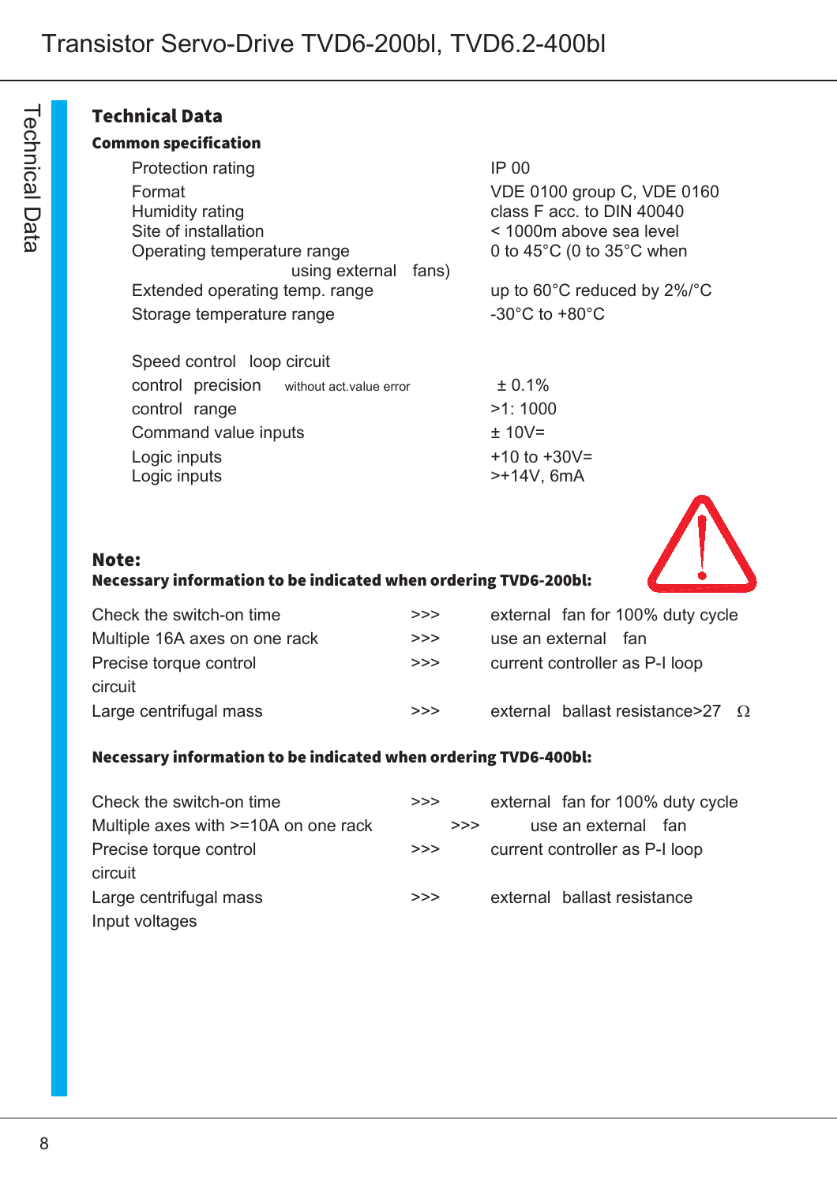## Technical Data

### Common specification

| | |
|---|---|
| Protection rating | IP 00 |
| Format | VDE 0100 group C, VDE 0160 |
| Humidity rating | class F acc. to DIN 40040 |
| Site of installation | < 1000m above sea level |
| Operating temperature range | 0 to 45°C (0 to 35°C when using external fans) |
| Extended operating temp. range | up to 60°C reduced by 2%/°C |
| Storage temperature range | -30°C to +80°C |
| Speed control loop circuit | |
| control precision without act.value error | ± 0.1% |
| control range | >1: 1000 |
| Command value inputs | ± 10V= |
| Logic inputs | +10 to +30V= |
| Logic inputs | >+14V, 6mA |

**Note:**

**Necessary information to be indicated when ordering TVD6-200bl:**

| | | |
|---|---|---|
| Check the switch-on time | >>> | external fan for 100% duty cycle |
| Multiple 16A axes on one rack | >>> | use an external fan |
| Precise torque control circuit | >>> | current controller as P-I loop |
| Large centrifugal mass | >>> | external ballast resistance>27 Ω |

**Necessary information to be indicated when ordering TVD6-400bl:**

| | | |
|---|---|---|
| Check the switch-on time | >>> | external fan for 100% duty cycle |
| Multiple axes with >=10A on one rack | >>> | use an external fan |
| Precise torque control circuit | >>> | current controller as P-I loop |
| Large centrifugal mass | >>> | external ballast resistance |
| Input voltages | | |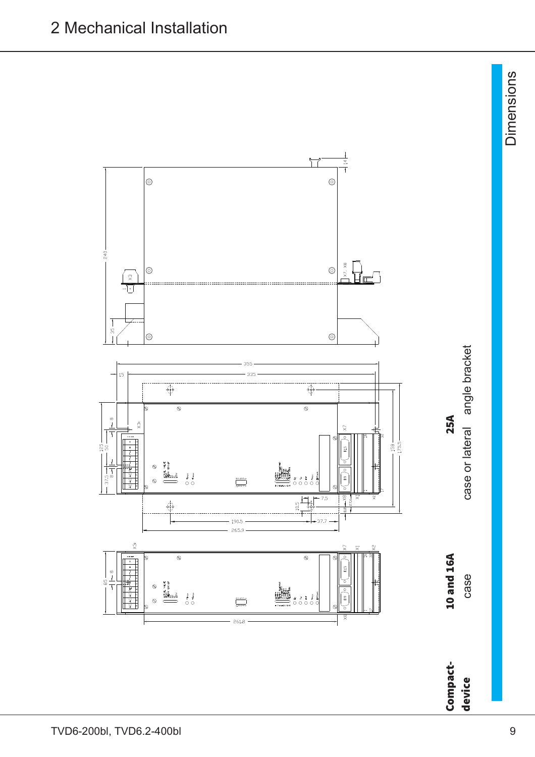# 2 Mechanical Installation

## Dimensions

**Compact-device**

**10 and 16A**
case

**25A**
case or lateral angle bracket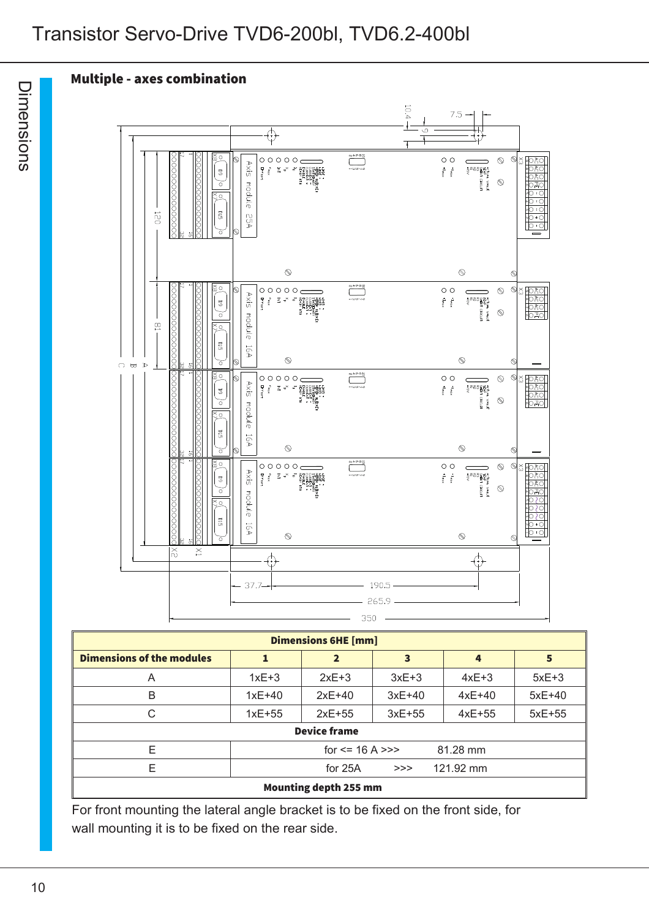## Multiple - axes combination

| Dimensions 6HE [mm] | | | | | |
|---|---|---|---|---|---|
| **Dimensions of the modules** | **1** | **2** | **3** | **4** | **5** |
| A | 1xE+3 | 2xE+3 | 3xE+3 | 4xE+3 | 5xE+3 |
| B | 1xE+40 | 2xE+40 | 3xE+40 | 4xE+40 | 5xE+40 |
| C | 1xE+55 | 2xE+55 | 3xE+55 | 4xE+55 | 5xE+55 |
| **Device frame** | | | | | |
| E | for <= 16 A >>> 81.28 mm | | | | |
| E | for 25A >>> 121.92 mm | | | | |
| **Mounting depth 255 mm** | | | | | |

For front mounting the lateral angle bracket is to be fixed on the front side, for wall mounting it is to be fixed on the rear side.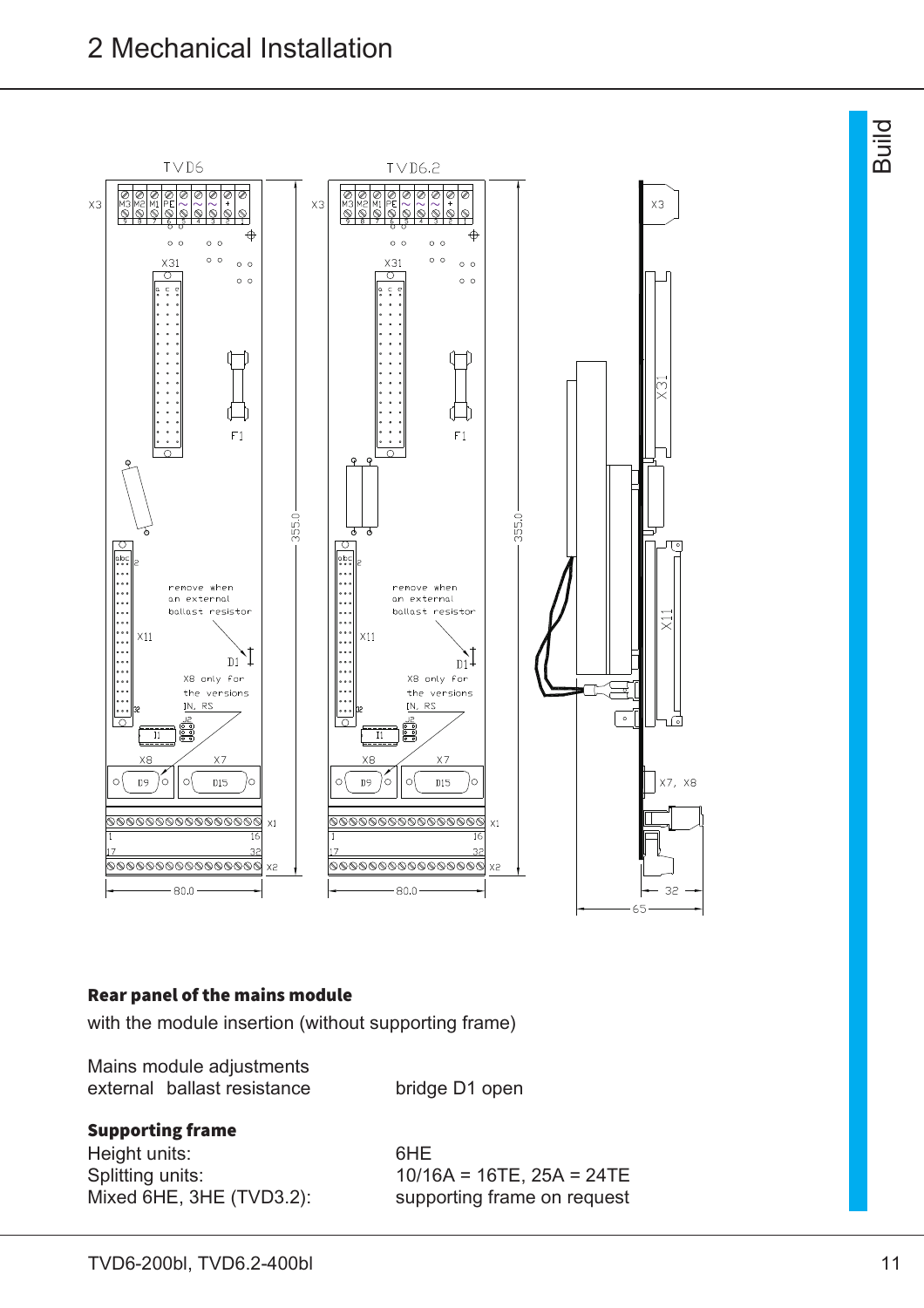**Rear panel of the mains module**

with the module insertion (without supporting frame)

| | |
|---|---|
| Mains module adjustments | |
| external ballast resistance | bridge D1 open |

**Supporting frame**

| | |
|---|---|
| Height units: | 6HE |
| Splitting units: | 10/16A = 16TE, 25A = 24TE |
| Mixed 6HE, 3HE (TVD3.2): | supporting frame on request |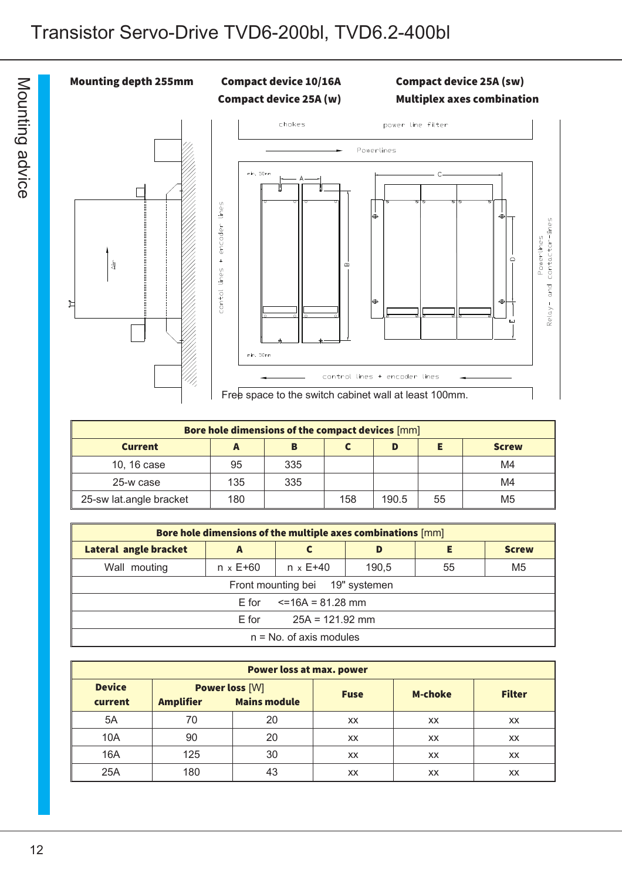# Transistor Servo-Drive TVD6-200bl, TVD6.2-400bl

## Mounting advice

**Mounting depth 255mm**

**Compact device 10/16A**
**Compact device 25A (w)**

**Compact device 25A (sw)**
**Multiplex axes combination**

chokes power line filter

Powerlines

min. 50mm

control lines + encoder lines

Powerlines
Relay- and contactor-lines

Free space to the switch cabinet wall at least 100mm.

| **Bore hole dimensions of the compact devices** [mm] | | | | | | |
|---|---|---|---|---|---|---|
| **Current** | **A** | **B** | **C** | **D** | **E** | **Screw** |
| 10, 16 case | 95 | 335 | | | | M4 |
| 25-w case | 135 | 335 | | | | M4 |
| 25-sw lat.angle bracket | 180 | | 158 | 190.5 | 55 | M5 |

| **Bore hole dimensions of the multiple axes combinations** [mm] | | | | | |
|---|---|---|---|---|---|
| **Lateral angle bracket** | **A** | **C** | **D** | **E** | **Screw** |
| Wall mouting | n x E+60 | n x E+40 | 190,5 | 55 | M5 |
| Front mounting bei 19" systemen | | | | | |
| E for <=16A = 81.28 mm | | | | | |
| E for 25A = 121.92 mm | | | | | |
| n = No. of axis modules | | | | | |

| **Power loss at max. power** | | | | | |
|---|---|---|---|---|---|
| **Device current** | **Power loss** [W] **Amplifier** | **Mains module** | **Fuse** | **M-choke** | **Filter** |
| 5A | 70 | 20 | xx | xx | xx |
| 10A | 90 | 20 | xx | xx | xx |
| 16A | 125 | 30 | xx | xx | xx |
| 25A | 180 | 43 | xx | xx | xx |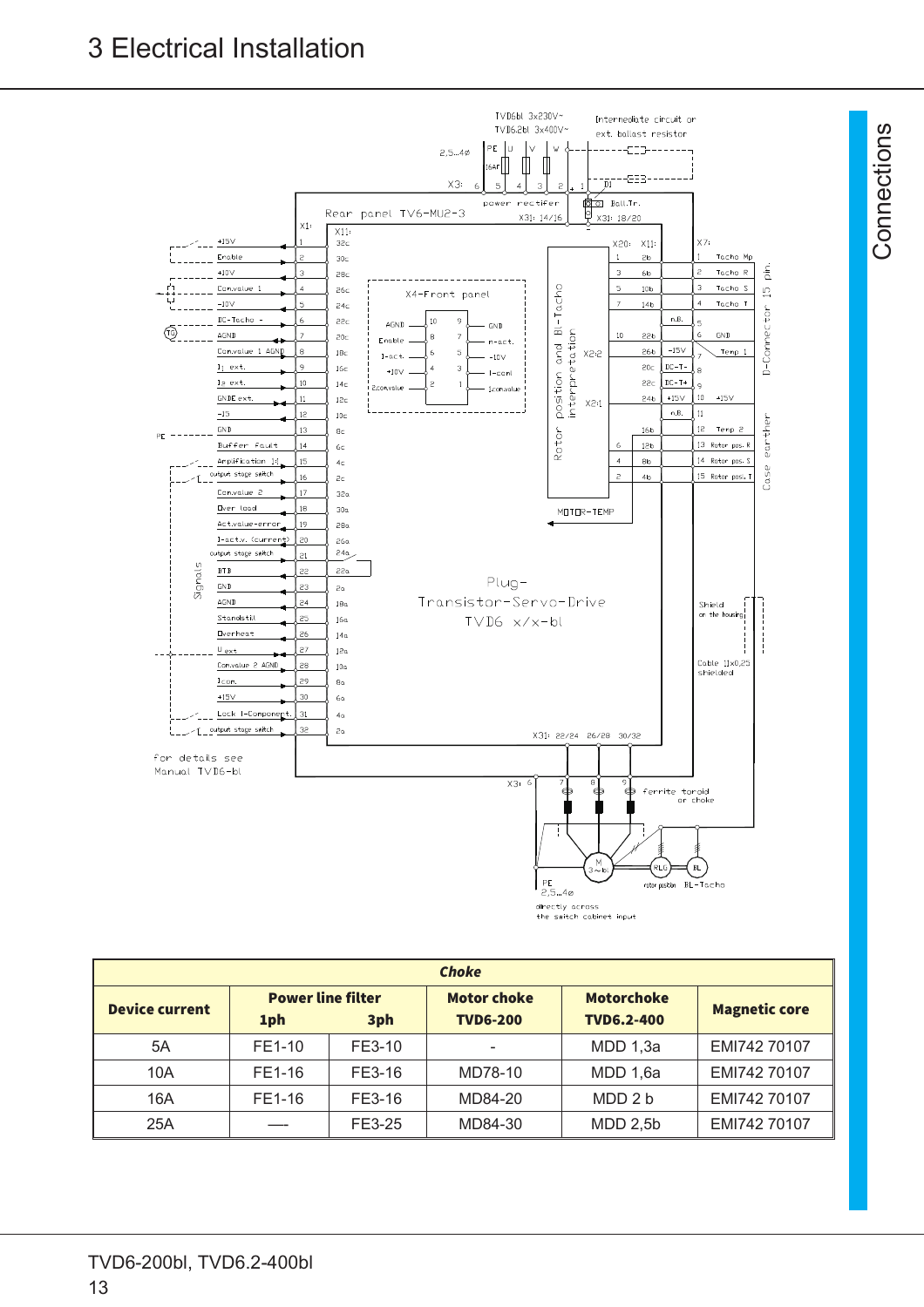| Device current | Power line filter | | Motor choke | Motorchoke | Magnetic core |
|---|---|---|---|---|---|
| | 1ph | 3ph | TVD6-200 | TVD6.2-400 | |
| | ***Choke*** | | | | |
| 5A | FE1-10 | FE3-10 | - | MDD 1,3a | EMI742 70107 |
| 10A | FE1-16 | FE3-16 | MD78-10 | MDD 1,6a | EMI742 70107 |
| 16A | FE1-16 | FE3-16 | MD84-20 | MDD 2 b | EMI742 70107 |
| 25A | —- | FE3-25 | MD84-30 | MDD 2,5b | EMI742 70107 |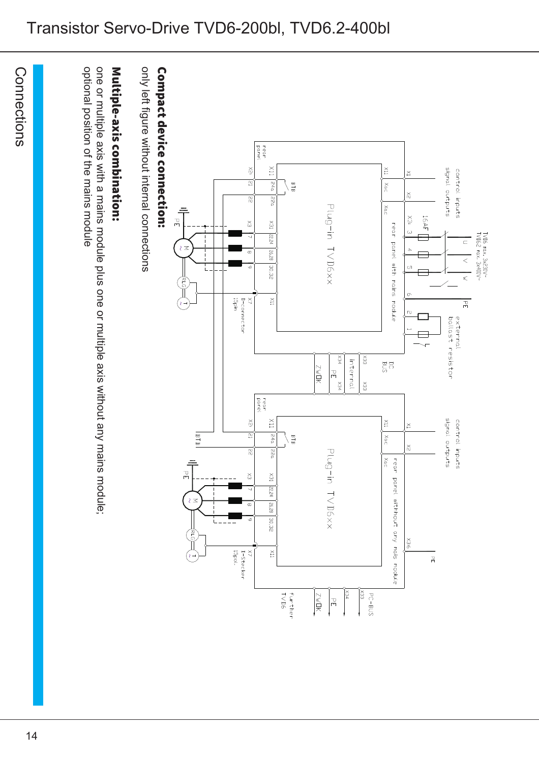## Connections

**Compact device connection:**
only left figure without internal connections

**Multiple-axis combination:**
one or multiple axis with a mains module plus one or multiple axis without any mains module;
optional position of the mains module

TVD6 max. 3x230V~
TVD6.2 max. 3x400V~

control inputs
signal outputs

U V W PE

16AF

external ballast resistor

rear panel with mains module

Plug-in TVD6xx

X1 X2 X3: 3 4 5 6 2 1

X11 Xac Xac

BTB

rear panel

X11 24a 22a X31 22,24 26,28 30,32 X11

X2: 21 22 X3 7 8 9 X7 D-connector 15pin

PE M ~ RLG T ~

DC BUS X33 internal X34 PE ZwDk

control inputs
signal outputs

rear panel without any mains module

Plug-in TVD6xx

X1 X2 X36 PE

X11 Xac Xac

BTB

rear panel

X11 24a 22a X31 22,24 26,28 30,32 X11

X2: 21 22 X3 7 8 9 X7 D-Stecker 15pol.

BTB

PE M ~ RLG T ~

PC-BUS X33 X34 PE ZwDk further TVD6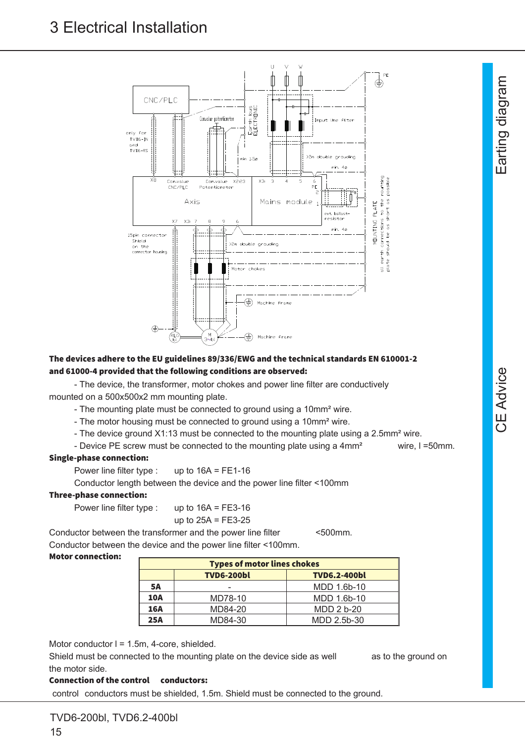# 3 Electrical Installation

**The devices adhere to the EU guidelines 89/336/EWG and the technical standards EN 610001-2 and 61000-4 provided that the following conditions are observed:**

- The device, the transformer, motor chokes and power line filter are conductively mounted on a 500x500x2 mm mounting plate.
- The mounting plate must be connected to ground using a 10mm² wire.
- The motor housing must be connected to ground using a 10mm² wire.
- The device ground X1:13 must be connected to the mounting plate using a 2.5mm² wire.
- Device PE screw must be connected to the mounting plate using a 4mm² wire, l =50mm.

**Single-phase connection:**

Power line filter type : up to 16A = FE1-16

Conductor length between the device and the power line filter <100mm

**Three-phase connection:**

Power line filter type : up to 16A = FE3-16

up to 25A = FE3-25

Conductor between the transformer and the power line filter <500mm.

Conductor between the device and the power line filter <100mm.

**Motor connection:**

| Types of motor lines chokes | | |
|---|---|---|
| | **TVD6-200bl** | **TVD6.2-400bl** |
| **5A** | - | MDD 1.6b-10 |
| **10A** | MD78-10 | MDD 1.6b-10 |
| **16A** | MD84-20 | MDD 2 b-20 |
| **25A** | MD84-30 | MDD 2.5b-30 |

Motor conductor l = 1.5m, 4-core, shielded.

Shield must be connected to the mounting plate on the device side as well as to the ground on the motor side.

**Connection of the control conductors:**

control conductors must be shielded, 1.5m. Shield must be connected to the ground.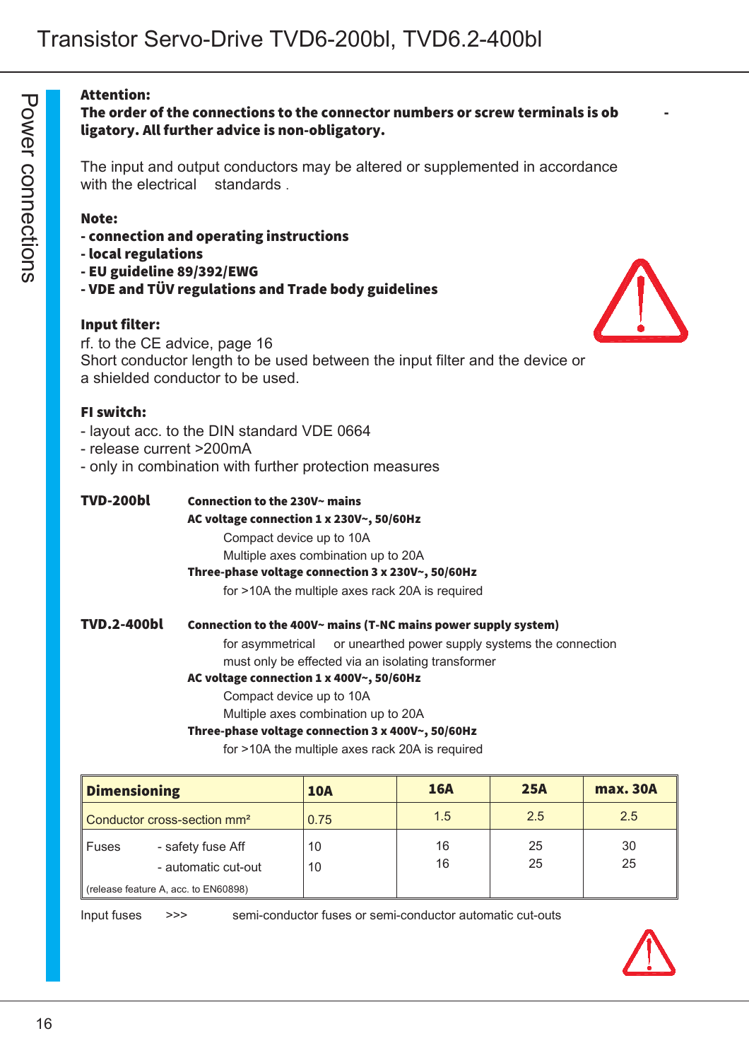Power connections

**Attention:**
**The order of the connections to the connector numbers or screw terminals is obligatory. All further advice is non-obligatory.**

The input and output conductors may be altered or supplemented in accordance with the electrical standards.

**Note:**
**- connection and operating instructions**
**- local regulations**
**- EU guideline 89/392/EWG**
**- VDE and TÜV regulations and Trade body guidelines**

**Input filter:**
rf. to the CE advice, page 16
Short conductor length to be used between the input filter and the device or a shielded conductor to be used.

**FI switch:**
- layout acc. to the DIN standard VDE 0664
- release current >200mA
- only in combination with further protection measures

**TVD-200bl**

**Connection to the 230V~ mains**
**AC voltage connection 1 x 230V~, 50/60Hz**
Compact device up to 10A
Multiple axes combination up to 20A
**Three-phase voltage connection 3 x 230V~, 50/60Hz**
for >10A the multiple axes rack 20A is required

**TVD.2-400bl**

**Connection to the 400V~ mains (T-NC mains power supply system)**
for asymmetrical or unearthed power supply systems the connection must only be effected via an isolating transformer
**AC voltage connection 1 x 400V~, 50/60Hz**
Compact device up to 10A
Multiple axes combination up to 20A
**Three-phase voltage connection 3 x 400V~, 50/60Hz**
for >10A the multiple axes rack 20A is required

| **Dimensioning** | **10A** | **16A** | **25A** | **max. 30A** |
|---|---|---|---|---|
| Conductor cross-section mm² | 0.75 | 1.5 | 2.5 | 2.5 |
| Fuses - safety fuse Aff | 10 | 16 | 25 | 30 |
| - automatic cut-out | 10 | 16 | 25 | 25 |
| (release feature A, acc. to EN60898) | | | | |

Input fuses >>> semi-conductor fuses or semi-conductor automatic cut-outs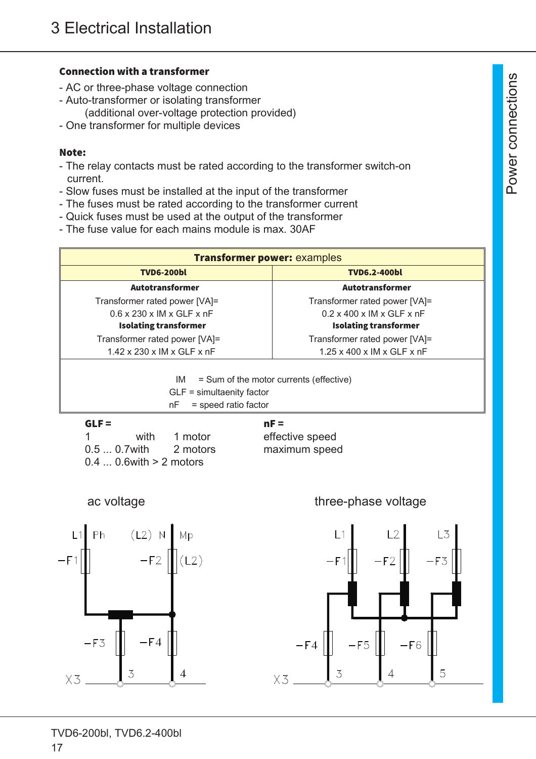## Connection with a transformer

- AC or three-phase voltage connection
- Auto-transformer or isolating transformer
  (additional over-voltage protection provided)
- One transformer for multiple devices

**Note:**

- The relay contacts must be rated according to the transformer switch-on current.
- Slow fuses must be installed at the input of the transformer
- The fuses must be rated according to the transformer current
- Quick fuses must be used at the output of the transformer
- The fuse value for each mains module is max. 30AF

| **Transformer power:** examples | |
|---|---|
| **TVD6-200bl** | **TVD6.2-400bl** |
| **Autotransformer**<br>Transformer rated power [VA]=<br>0.6 x 230 x IM x GLF x nF<br>**Isolating transformer**<br>Transformer rated power [VA]=<br>1.42 x 230 x IM x GLF x nF | **Autotransformer**<br>Transformer rated power [VA]=<br>0.2 x 400 x IM x GLF x nF<br>**Isolating transformer**<br>Transformer rated power [VA]=<br>1.25 x 400 x IM x GLF x nF |
| IM = Sum of the motor currents (effective)<br>GLF = simultaenity factor<br>nF = speed ratio factor | |

**GLF =**

1 with 1 motor
0.5 ... 0.7with 2 motors
0.4 ... 0.6with > 2 motors

**nF =**

effective speed
maximum speed

ac voltage

L1 Ph (L2) N Mp
-F1 -F2 (L2)
-F3 -F4
X3 3 4

three-phase voltage

L1 L2 L3
-F1 -F2 -F3
-F4 -F5 -F6
X3 3 4 5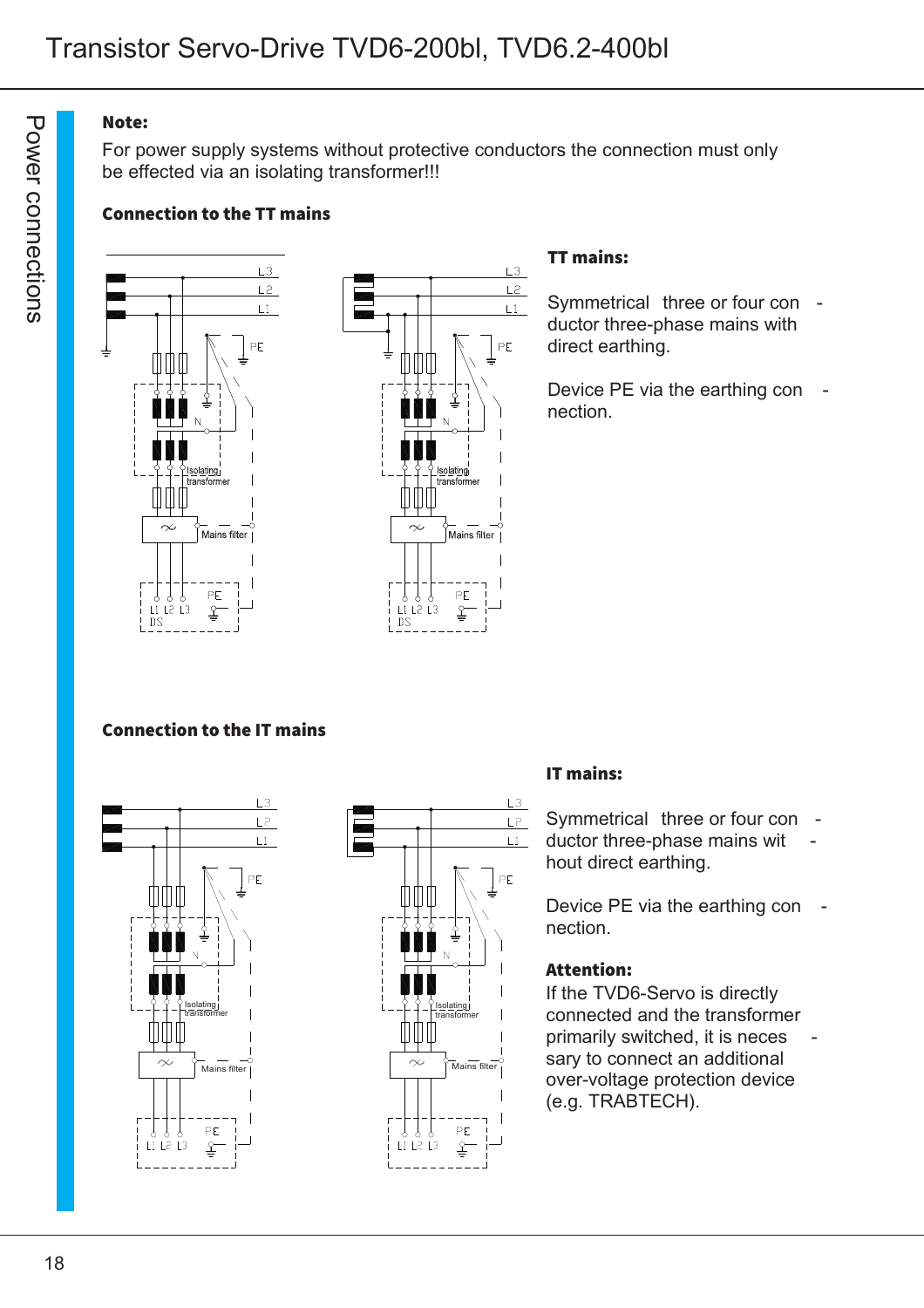**Note:**

For power supply systems without protective conductors the connection must only be effected via an isolating transformer!!!

## Connection to the TT mains

**TT mains:**

Symmetrical three or four conductor three-phase mains with direct earthing.

Device PE via the earthing connection.

## Connection to the IT mains

**IT mains:**

Symmetrical three or four conductor three-phase mains without direct earthing.

Device PE via the earthing connection.

**Attention:**

If the TVD6-Servo is directly connected and the transformer primarily switched, it is necessary to connect an additional over-voltage protection device (e.g. TRABTECH).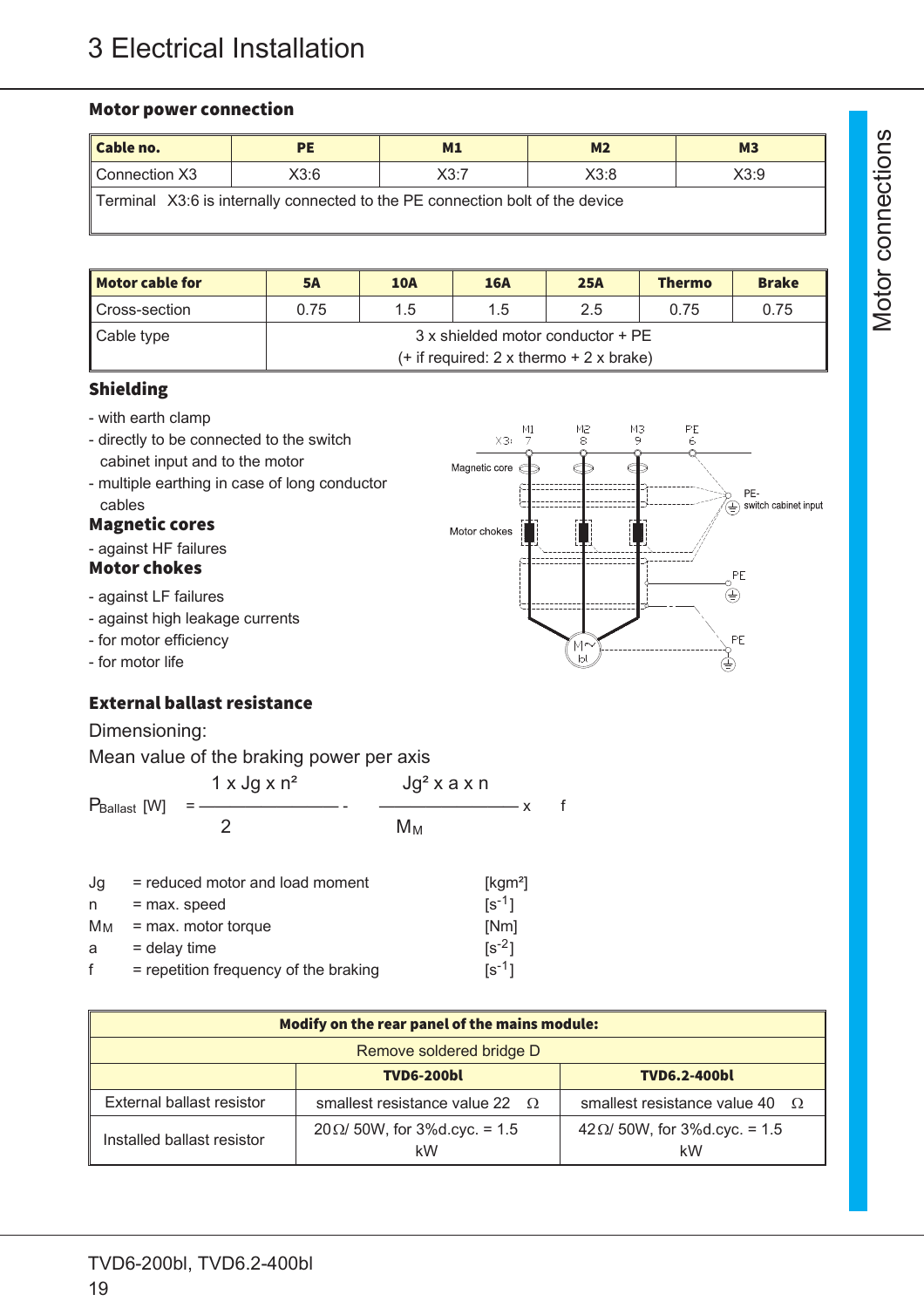# 3 Electrical Installation

## Motor power connection

| Cable no. | PE | M1 | M2 | M3 |
|---|---|---|---|---|
| Connection X3 | X3:6 | X3:7 | X3:8 | X3:9 |
| Terminal X3:6 is internally connected to the PE connection bolt of the device | | | | |

| Motor cable for | 5A | 10A | 16A | 25A | Thermo | Brake |
|---|---|---|---|---|---|---|
| Cross-section | 0.75 | 1.5 | 1.5 | 2.5 | 0.75 | 0.75 |
| Cable type | 3 x shielded motor conductor + PE (+ if required: 2 x thermo + 2 x brake) | | | | | |

### Shielding

- with earth clamp
- directly to be connected to the switch cabinet input and to the motor
- multiple earthing in case of long conductor cables

### Magnetic cores

- against HF failures

### Motor chokes

- against LF failures
- against high leakage currents
- for motor efficiency
- for motor life

## External ballast resistance

Dimensioning:

Mean value of the braking power per axis

$$P_{Ballast}\ [W] = \frac{1 \times Jg \times n^2}{2} - \frac{Jg^2 \times a \times n}{M_M} \times f$$

| | | |
|---|---|---|
| Jg | = reduced motor and load moment | [kgm²] |
| n | = max. speed | [$s^{-1}$] |
| $M_M$ | = max. motor torque | [Nm] |
| a | = delay time | [$s^{-2}$] |
| f | = repetition frequency of the braking | [$s^{-1}$] |

| Modify on the rear panel of the mains module: | | |
|---|---|---|
| Remove soldered bridge D | | |
| | TVD6-200bl | TVD6.2-400bl |
| External ballast resistor | smallest resistance value 22 Ω | smallest resistance value 40 Ω |
| Installed ballast resistor | 20Ω/ 50W, for 3%d.cyc. = 1.5 kW | 42Ω/ 50W, for 3%d.cyc. = 1.5 kW |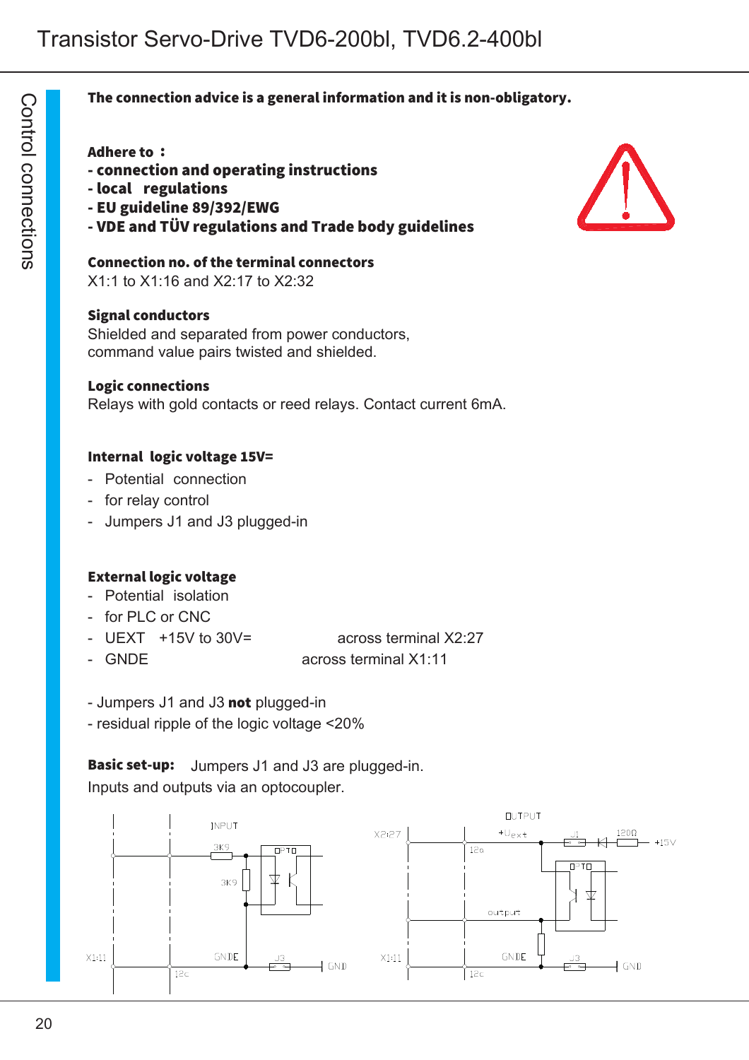**The connection advice is a general information and it is non-obligatory.**

**Adhere to :**
**- connection and operating instructions**
**- local regulations**
**- EU guideline 89/392/EWG**
**- VDE and TÜV regulations and Trade body guidelines**

**Connection no. of the terminal connectors**
X1:1 to X1:16 and X2:17 to X2:32

**Signal conductors**
Shielded and separated from power conductors,
command value pairs twisted and shielded.

**Logic connections**
Relays with gold contacts or reed relays. Contact current 6mA.

**Internal logic voltage 15V=**

- Potential connection
- for relay control
- Jumpers J1 and J3 plugged-in

**External logic voltage**

- Potential isolation
- for PLC or CNC
- UEXT +15V to 30V= across terminal X2:27
- GNDE across terminal X1:11

- Jumpers J1 and J3 **not** plugged-in
- residual ripple of the logic voltage <20%

**Basic set-up:** Jumpers J1 and J3 are plugged-in.
Inputs and outputs via an optocoupler.

INPUT 3K9 3K9 OPTO X1:11 GNDE J3 GND 12c

OUTPUT X2:27 +Uext J1 120Ω +15V 12a OPTO output X1:11 GNDE J3 GND 12c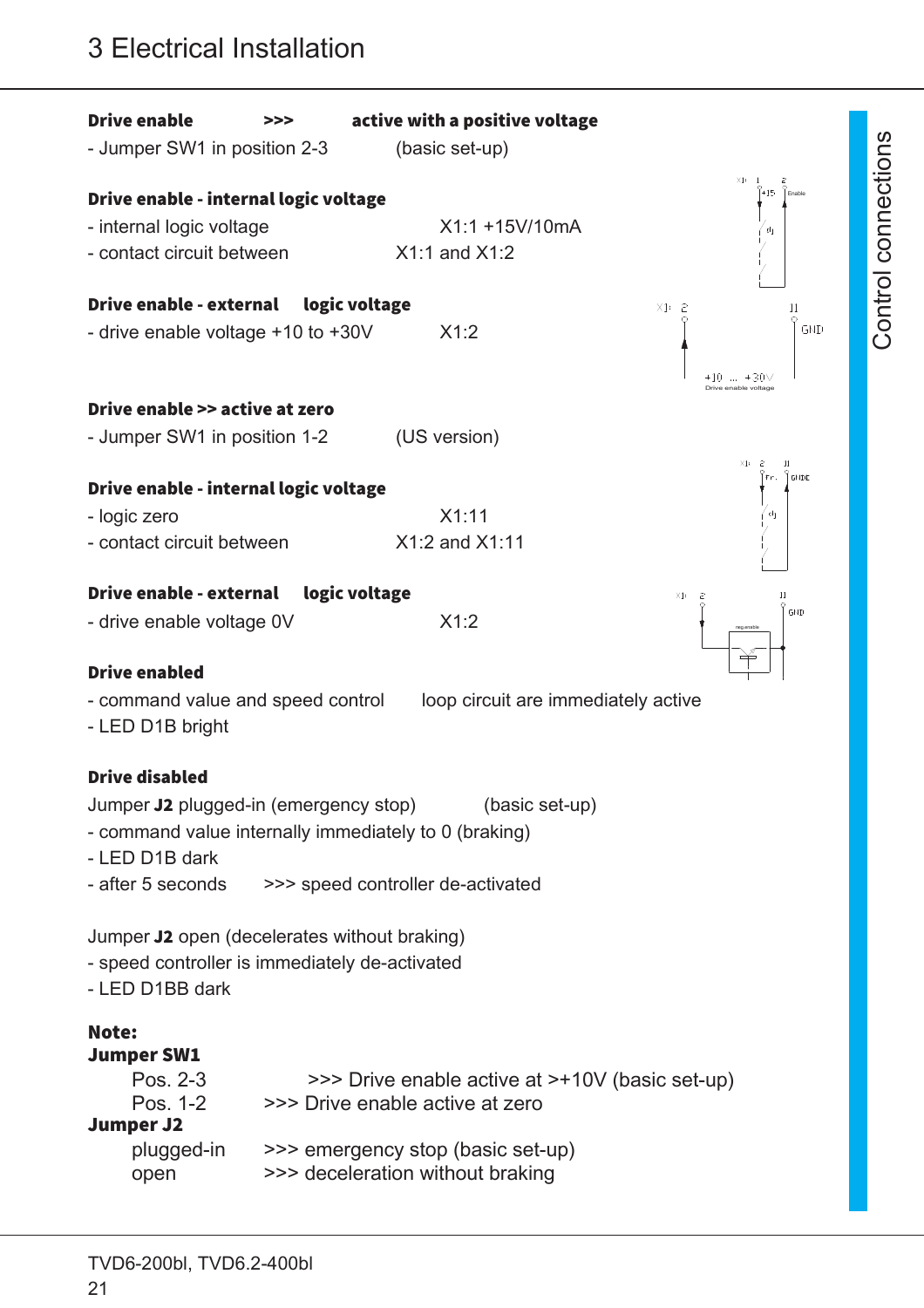# 3 Electrical Installation

**Drive enable >>> active with a positive voltage**

- Jumper SW1 in position 2-3 (basic set-up)

**Drive enable - internal logic voltage**

- internal logic voltage X1:1 +15V/10mA
- contact circuit between X1:1 and X1:2

**Drive enable - external logic voltage**

- drive enable voltage +10 to +30V X1:2

**Drive enable >> active at zero**

- Jumper SW1 in position 1-2 (US version)

**Drive enable - internal logic voltage**

- logic zero X1:11
- contact circuit between X1:2 and X1:11

**Drive enable - external logic voltage**

- drive enable voltage 0V X1:2

**Drive enabled**

- command value and speed control loop circuit are immediately active
- LED D1B bright

**Drive disabled**

Jumper **J2** plugged-in (emergency stop) (basic set-up)

- command value internally immediately to 0 (braking)
- LED D1B dark
- after 5 seconds >>> speed controller de-activated

Jumper **J2** open (decelerates without braking)

- speed controller is immediately de-activated
- LED D1BB dark

**Note:**

**Jumper SW1**

Pos. 2-3 >>> Drive enable active at >+10V (basic set-up)
Pos. 1-2 >>> Drive enable active at zero

**Jumper J2**

plugged-in >>> emergency stop (basic set-up)
open >>> deceleration without braking

Control connections

TVD6-200bl, TVD6.2-400bl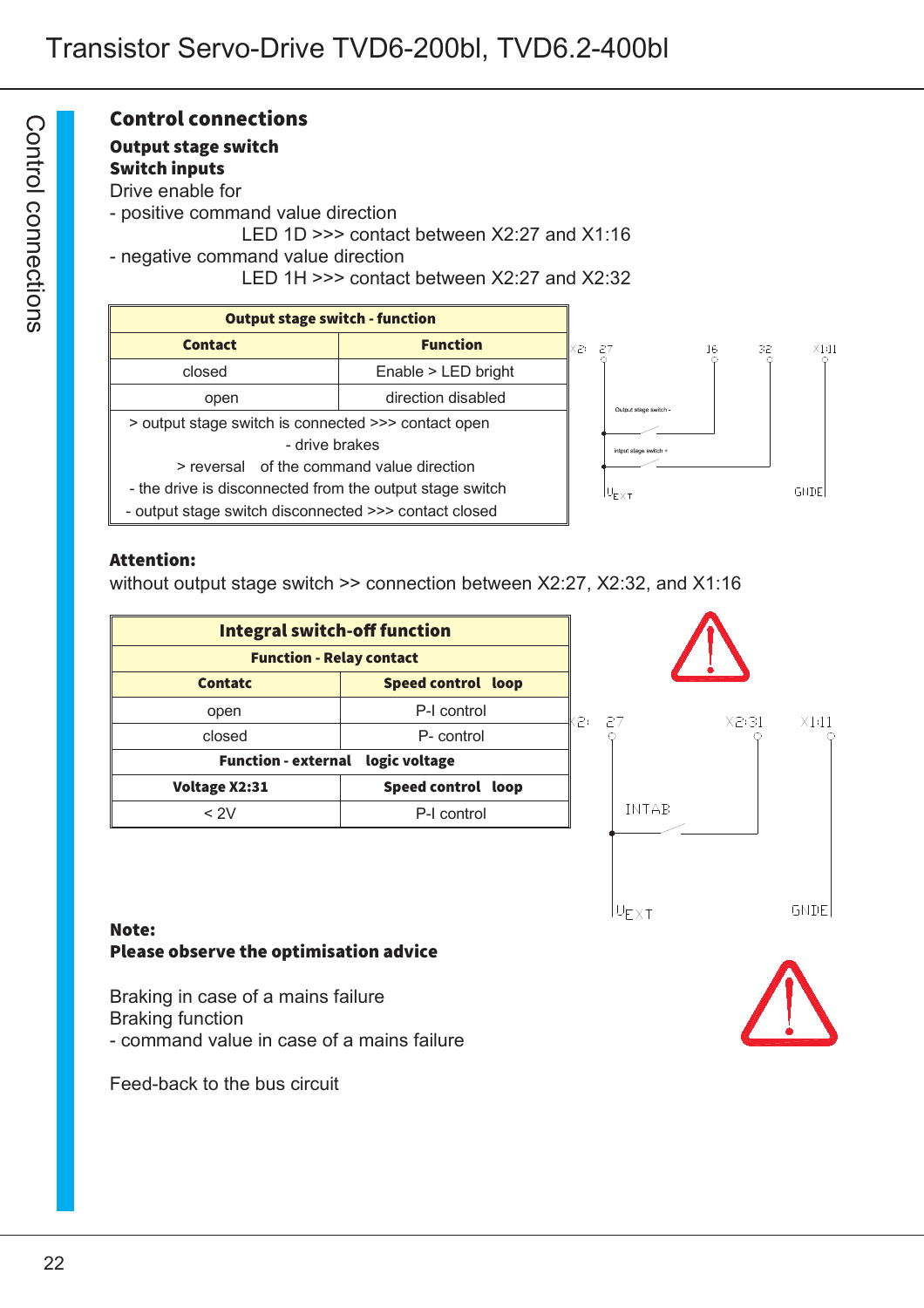## Control connections

**Output stage switch**
**Switch inputs**
Drive enable for
- positive command value direction
  LED 1D >>> contact between X2:27 and X1:16
- negative command value direction
  LED 1H >>> contact between X2:27 and X2:32

| Output stage switch - function | |
|---|---|
| **Contact** | **Function** |
| closed | Enable > LED bright |
| open | direction disabled |
| > output stage switch is connected >>> contact open<br>- drive brakes<br>> reversal of the command value direction<br>- the drive is disconnected from the output stage switch<br>- output stage switch disconnected >>> contact closed | |

X2: 27 16 32 X1:11
Output stage switch -
input stage switch +
UEXT GNDE

**Attention:**
without output stage switch >> connection between X2:27, X2:32, and X1:16

| Integral switch-off function | |
|---|---|
| **Function - Relay contact** | |
| **Contatc** | **Speed control loop** |
| open | P-I control |
| closed | P- control |
| **Function - external logic voltage** | |
| **Voltage X2:31** | **Speed control loop** |
| < 2V | P-I control |

X2: 27 X2:31 X1:11
INTAB
UEXT GNDE

**Note:**
**Please observe the optimisation advice**

Braking in case of a mains failure
Braking function
- command value in case of a mains failure

Feed-back to the bus circuit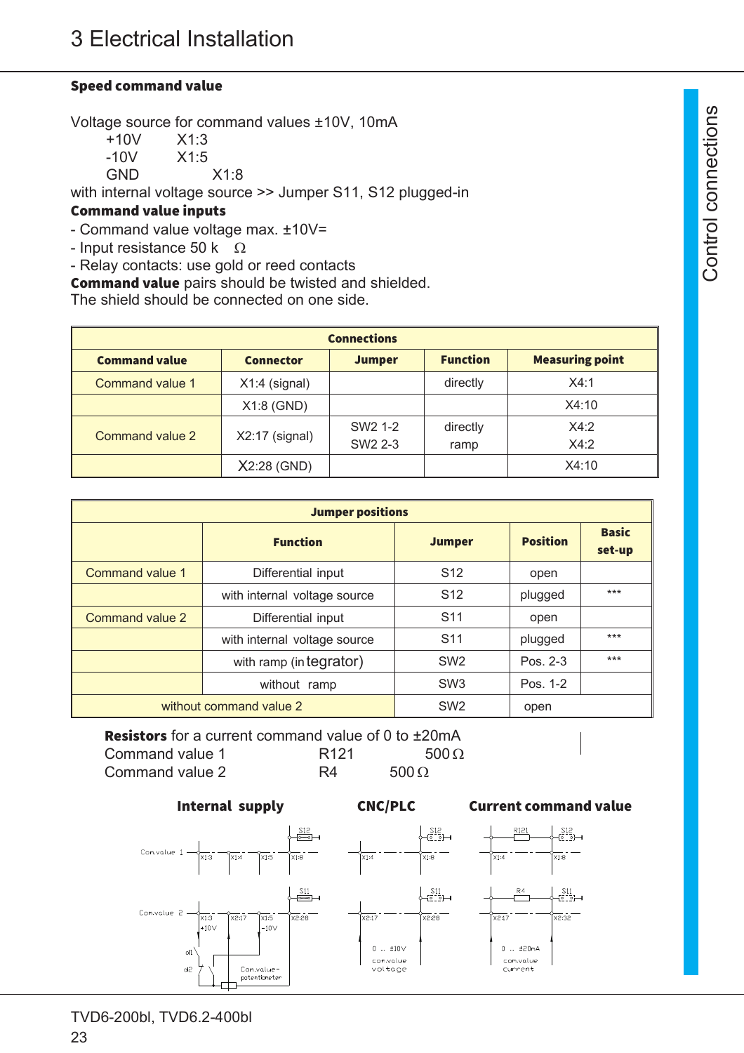## Speed command value

Voltage source for command values ±10V, 10mA

+10V X1:3

-10V X1:5

GND X1:8

with internal voltage source >> Jumper S11, S12 plugged-in

**Command value inputs**

- Command value voltage max. ±10V=
- Input resistance 50 k Ω
- Relay contacts: use gold or reed contacts

**Command value** pairs should be twisted and shielded.
The shield should be connected on one side.

| Connections | | | | |
|---|---|---|---|---|
| **Command value** | **Connector** | **Jumper** | **Function** | **Measuring point** |
| Command value 1 | X1:4 (signal) | | directly | X4:1 |
| | X1:8 (GND) | | | X4:10 |
| Command value 2 | X2:17 (signal) | SW2 1-2<br>SW2 2-3 | directly<br>ramp | X4:2<br>X4:2 |
| | X2:28 (GND) | | | X4:10 |

| Jumper positions | | | | |
|---|---|---|---|---|
| | **Function** | **Jumper** | **Position** | **Basic set-up** |
| Command value 1 | Differential input | S12 | open | |
| | with internal voltage source | S12 | plugged | *** |
| Command value 2 | Differential input | S11 | open | |
| | with internal voltage source | S11 | plugged | *** |
| | with ramp (integrator) | SW2 | Pos. 2-3 | *** |
| | without ramp | SW3 | Pos. 1-2 | |
| without command value 2 | | SW2 | open | |

**Resistors** for a current command value of 0 to ±20mA

| | | |
|---|---|---|
| Command value 1 | R121 | 500 Ω |
| Command value 2 | R4 | 500 Ω |

**Internal supply** **CNC/PLC** **Current command value**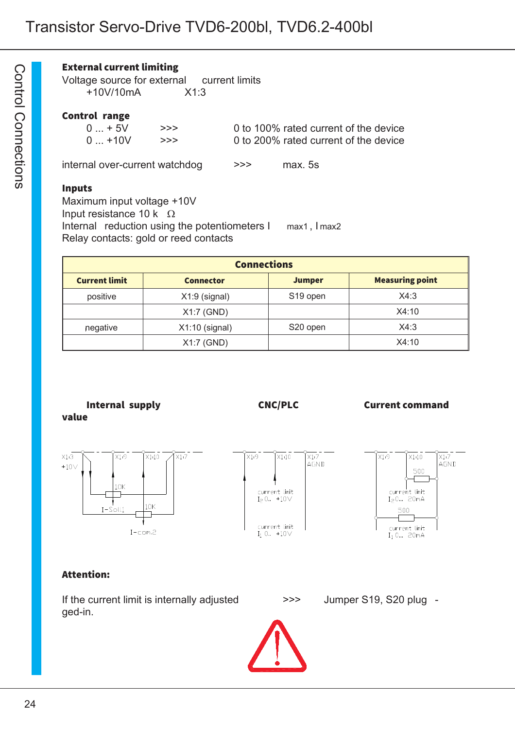**External current limiting**

Voltage source for external current limits
+10V/10mA X1:3

**Control range**

0 ... + 5V >>> 0 to 100% rated current of the device
0 ... +10V >>> 0 to 200% rated current of the device

internal over-current watchdog >>> max. 5s

**Inputs**

Maximum input voltage +10V
Input resistance 10 k Ω
Internal reduction using the potentiometers $I_{max1}$, $I_{max2}$
Relay contacts: gold or reed contacts

| Connections | | | |
|---|---|---|---|
| **Current limit** | **Connector** | **Jumper** | **Measuring point** |
| positive | X1:9 (signal) | S19 open | X4:3 |
| | X1:7 (GND) | | X4:10 |
| negative | X1:10 (signal) | S20 open | X4:3 |
| | X1:7 (GND) | | X4:10 |

**Internal supply value** **CNC/PLC** **Current command**

**Attention:**

If the current limit is internally adjusted >>> Jumper S19, S20 plugged-in.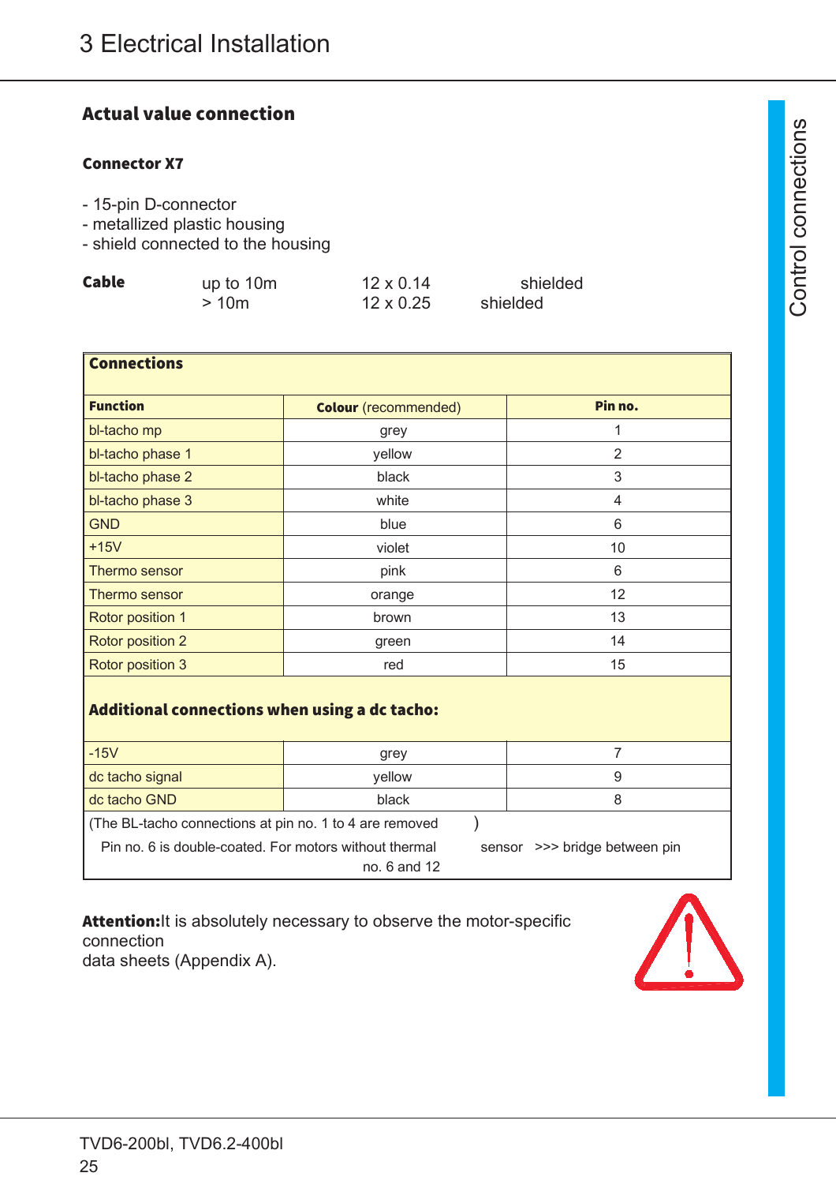# 3 Electrical Installation

## Actual value connection

### Connector X7

- 15-pin D-connector
- metallized plastic housing
- shield connected to the housing

| **Cable** | up to 10m | 12 x 0.14 | shielded |
|---|---|---|---|
| | > 10m | 12 x 0.25 | shielded |

| **Connections** | | |
|---|---|---|
| **Function** | **Colour** (recommended) | **Pin no.** |
| bl-tacho mp | grey | 1 |
| bl-tacho phase 1 | yellow | 2 |
| bl-tacho phase 2 | black | 3 |
| bl-tacho phase 3 | white | 4 |
| GND | blue | 6 |
| +15V | violet | 10 |
| Thermo sensor | pink | 6 |
| Thermo sensor | orange | 12 |
| Rotor position 1 | brown | 13 |
| Rotor position 2 | green | 14 |
| Rotor position 3 | red | 15 |
| **Additional connections when using a dc tacho:** | | |
| -15V | grey | 7 |
| dc tacho signal | yellow | 9 |
| dc tacho GND | black | 8 |

(The BL-tacho connections at pin no. 1 to 4 are removed )
Pin no. 6 is double-coated. For motors without thermal sensor >>> bridge between pin no. 6 and 12

**Attention:** It is absolutely necessary to observe the motor-specific connection
data sheets (Appendix A).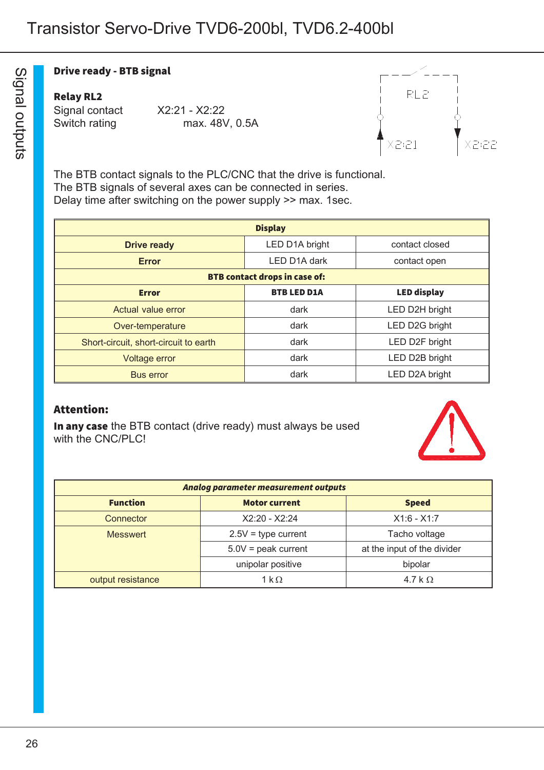## Drive ready - BTB signal

**Relay RL2**

Signal contact X2:21 - X2:22
Switch rating max. 48V, 0.5A

The BTB contact signals to the PLC/CNC that the drive is functional.
The BTB signals of several axes can be connected in series.
Delay time after switching on the power supply >> max. 1sec.

| **Display** | | |
|---|---|---|
| **Drive ready** | LED D1A bright | contact closed |
| **Error** | LED D1A dark | contact open |
| **BTB contact drops in case of:** | | |
| **Error** | **BTB LED D1A** | **LED display** |
| Actual value error | dark | LED D2H bright |
| Over-temperature | dark | LED D2G bright |
| Short-circuit, short-circuit to earth | dark | LED D2F bright |
| Voltage error | dark | LED D2B bright |
| Bus error | dark | LED D2A bright |

### Attention:

**In any case** the BTB contact (drive ready) must always be used with the CNC/PLC!

| ***Analog parameter measurement outputs*** | | |
|---|---|---|
| **Function** | **Motor current** | **Speed** |
| Connector | X2:20 - X2:24 | X1:6 - X1:7 |
| Messwert | 2.5V = type current | Tacho voltage |
| | 5.0V = peak current | at the input of the divider |
| | unipolar positive | bipolar |
| output resistance | 1 kΩ | 4.7 k Ω |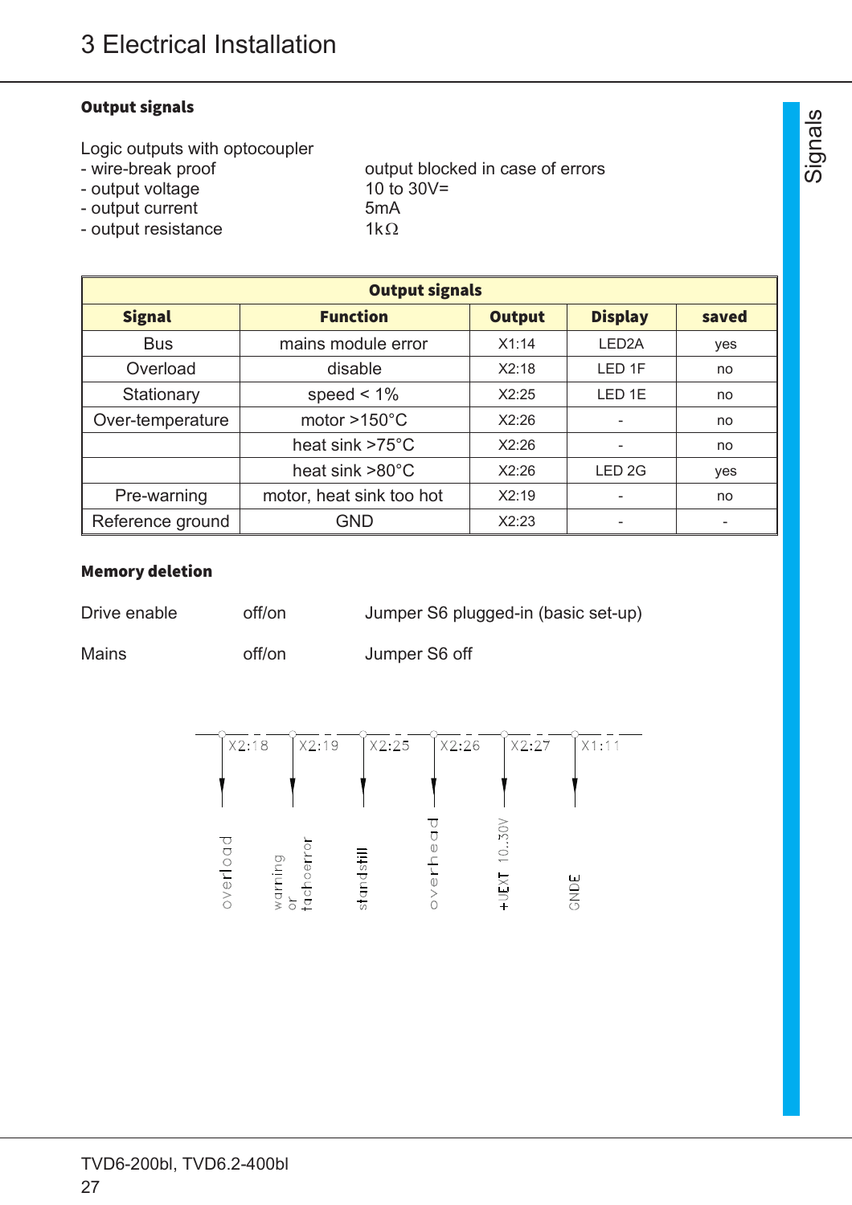## Output signals

Logic outputs with optocoupler

| | |
|---|---|
| - wire-break proof | output blocked in case of errors |
| - output voltage | 10 to 30V= |
| - output current | 5mA |
| - output resistance | 1kΩ |

| Output signals | | | | |
|---|---|---|---|---|
| **Signal** | **Function** | **Output** | **Display** | **saved** |
| Bus | mains module error | X1:14 | LED2A | yes |
| Overload | disable | X2:18 | LED 1F | no |
| Stationary | speed < 1% | X2:25 | LED 1E | no |
| Over-temperature | motor >150°C | X2:26 | - | no |
| | heat sink >75°C | X2:26 | - | no |
| | heat sink >80°C | X2:26 | LED 2G | yes |
| Pre-warning | motor, heat sink too hot | X2:19 | - | no |
| Reference ground | GND | X2:23 | - | - |

## Memory deletion

| | | |
|---|---|---|
| Drive enable | off/on | Jumper S6 plugged-in (basic set-up) |
| Mains | off/on | Jumper S6 off |

X2:18 – overload
X2:19 – warning or tachoerror
X2:25 – standstill
X2:26 – overhead
X2:27 – +UEXT 10..30V
X1:11 – GNDE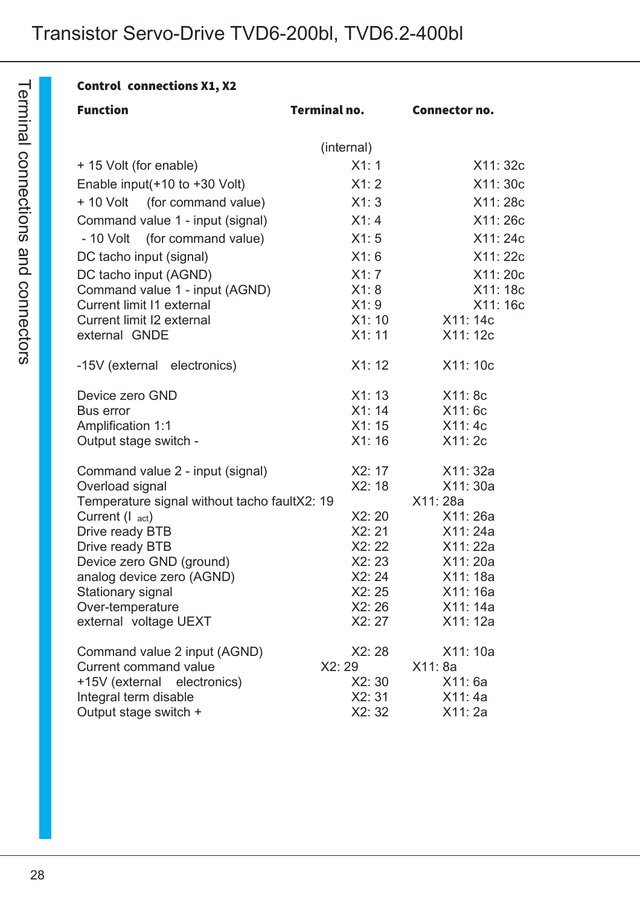## Control connections X1, X2

| Function | Terminal no. | Connector no. |
|---|---|---|
| | (internal) | |
| + 15 Volt (for enable) | X1: 1 | X11: 32c |
| Enable input(+10 to +30 Volt) | X1: 2 | X11: 30c |
| + 10 Volt (for command value) | X1: 3 | X11: 28c |
| Command value 1 - input (signal) | X1: 4 | X11: 26c |
| - 10 Volt (for command value) | X1: 5 | X11: 24c |
| DC tacho input (signal) | X1: 6 | X11: 22c |
| DC tacho input (AGND) | X1: 7 | X11: 20c |
| Command value 1 - input (AGND) | X1: 8 | X11: 18c |
| Current limit I1 external | X1: 9 | X11: 16c |
| Current limit I2 external | X1: 10 | X11: 14c |
| external GNDE | X1: 11 | X11: 12c |
| -15V (external electronics) | X1: 12 | X11: 10c |
| Device zero GND | X1: 13 | X11: 8c |
| Bus error | X1: 14 | X11: 6c |
| Amplification 1:1 | X1: 15 | X11: 4c |
| Output stage switch - | X1: 16 | X11: 2c |
| Command value 2 - input (signal) | X2: 17 | X11: 32a |
| Overload signal | X2: 18 | X11: 30a |
| Temperature signal without tacho fault | X2: 19 | X11: 28a |
| Current ($I_{act}$) | X2: 20 | X11: 26a |
| Drive ready BTB | X2: 21 | X11: 24a |
| Drive ready BTB | X2: 22 | X11: 22a |
| Device zero GND (ground) | X2: 23 | X11: 20a |
| analog device zero (AGND) | X2: 24 | X11: 18a |
| Stationary signal | X2: 25 | X11: 16a |
| Over-temperature | X2: 26 | X11: 14a |
| external voltage UEXT | X2: 27 | X11: 12a |
| Command value 2 input (AGND) | X2: 28 | X11: 10a |
| Current command value | X2: 29 | X11: 8a |
| +15V (external electronics) | X2: 30 | X11: 6a |
| Integral term disable | X2: 31 | X11: 4a |
| Output stage switch + | X2: 32 | X11: 2a |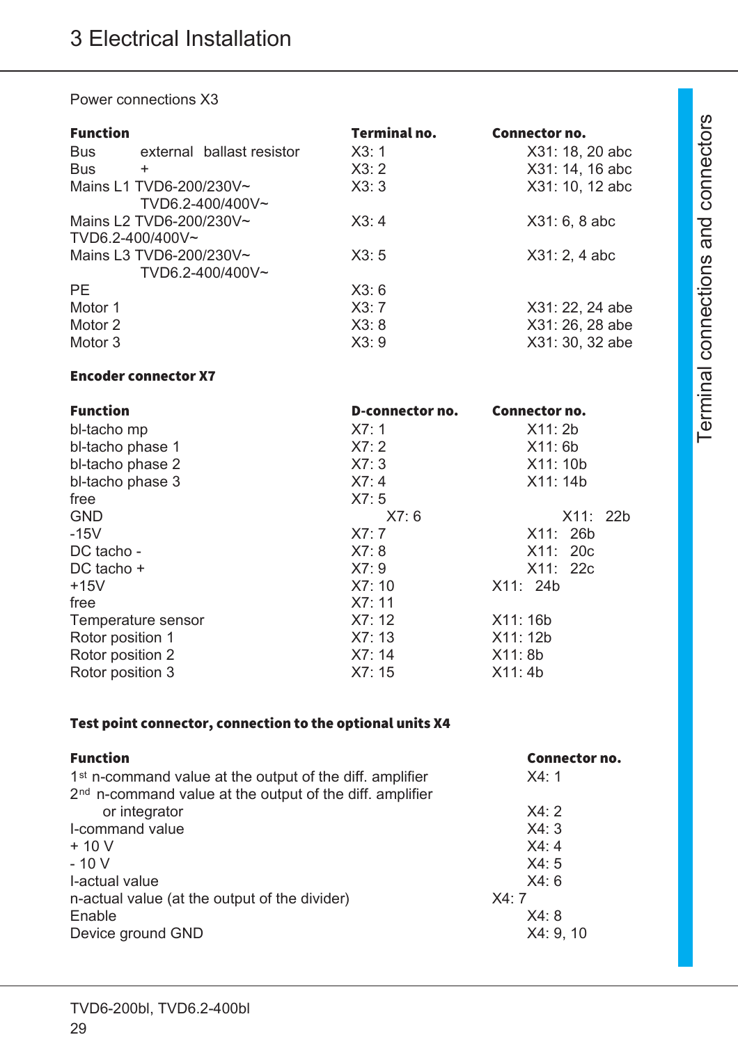# 3 Electrical Installation

Power connections X3

| Function | Terminal no. | Connector no. |
|---|---|---|
| Bus external ballast resistor | X3: 1 | X31: 18, 20 abc |
| Bus + | X3: 2 | X31: 14, 16 abc |
| Mains L1 TVD6-200/230V~ TVD6.2-400/400V~ | X3: 3 | X31: 10, 12 abc |
| Mains L2 TVD6-200/230V~ TVD6.2-400/400V~ | X3: 4 | X31: 6, 8 abc |
| Mains L3 TVD6-200/230V~ TVD6.2-400/400V~ | X3: 5 | X31: 2, 4 abc |
| PE | X3: 6 | |
| Motor 1 | X3: 7 | X31: 22, 24 abe |
| Motor 2 | X3: 8 | X31: 26, 28 abe |
| Motor 3 | X3: 9 | X31: 30, 32 abe |

**Encoder connector X7**

| Function | D-connector no. | Connector no. |
|---|---|---|
| bl-tacho mp | X7: 1 | X11: 2b |
| bl-tacho phase 1 | X7: 2 | X11: 6b |
| bl-tacho phase 2 | X7: 3 | X11: 10b |
| bl-tacho phase 3 | X7: 4 | X11: 14b |
| free | X7: 5 | |
| GND | X7: 6 | X11: 22b |
| -15V | X7: 7 | X11: 26b |
| DC tacho - | X7: 8 | X11: 20c |
| DC tacho + | X7: 9 | X11: 22c |
| +15V | X7: 10 | X11: 24b |
| free | X7: 11 | |
| Temperature sensor | X7: 12 | X11: 16b |
| Rotor position 1 | X7: 13 | X11: 12b |
| Rotor position 2 | X7: 14 | X11: 8b |
| Rotor position 3 | X7: 15 | X11: 4b |

**Test point connector, connection to the optional units X4**

| Function | Connector no. |
|---|---|
| 1st n-command value at the output of the diff. amplifier | X4: 1 |
| 2nd n-command value at the output of the diff. amplifier or integrator | X4: 2 |
| I-command value | X4: 3 |
| + 10 V | X4: 4 |
| - 10 V | X4: 5 |
| I-actual value | X4: 6 |
| n-actual value (at the output of the divider) | X4: 7 |
| Enable | X4: 8 |
| Device ground GND | X4: 9, 10 |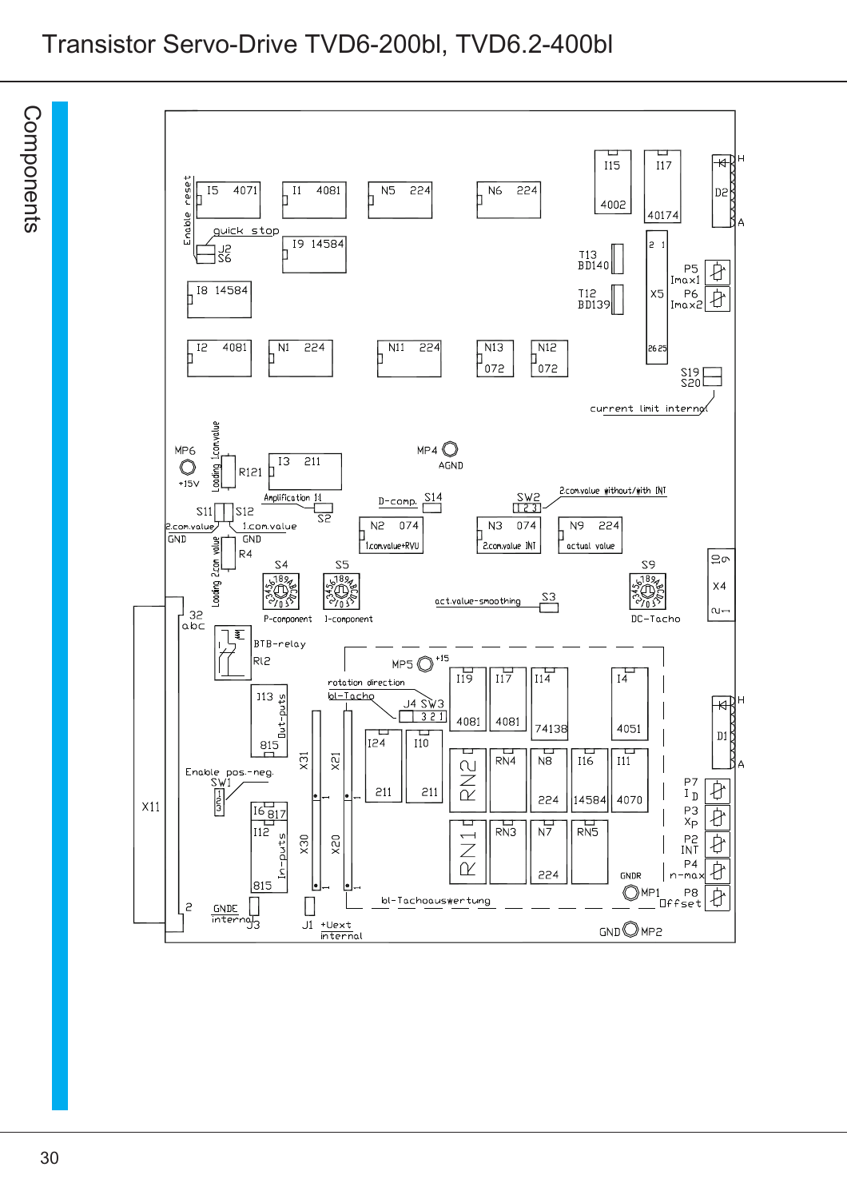# Components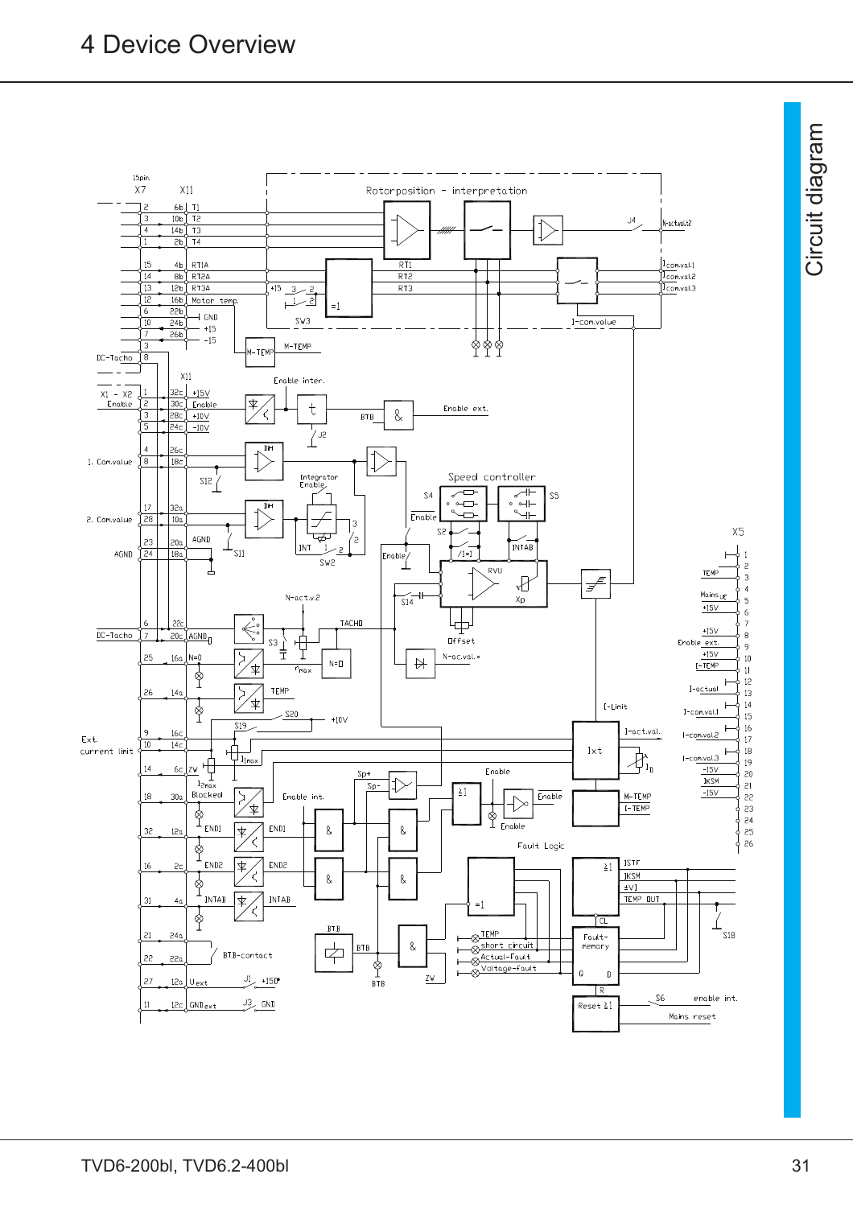# 4 Device Overview

Circuit diagram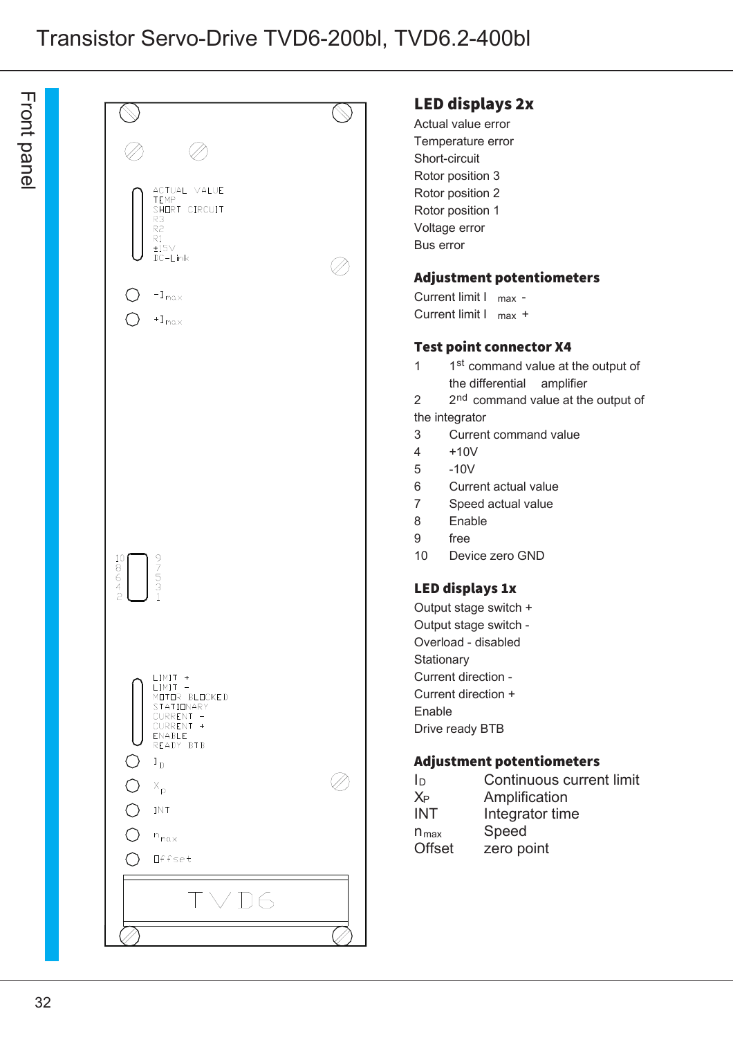Front panel

ACTUAL VALUE
TEMP
SHORT CIRCUIT
R3
R2
R1
±15V
DC-Link

$-I_{max}$

$+I_{max}$

10 9
8 7
6 5
4 3
2 1

LIMIT +
LIMIT -
MOTOR BLOCKED
STATIONARY
CURRENT -
CURRENT +
ENABLE
READY BTB

$I_D$

$X_p$

INT

$n_{max}$

Offset

TVD6

## LED displays 2x

Actual value error
Temperature error
Short-circuit
Rotor position 3
Rotor position 2
Rotor position 1
Voltage error
Bus error

## Adjustment potentiometers

Current limit $I_{max}$ -
Current limit $I_{max}$ +

## Test point connector X4

1 1st command value at the output of the differential amplifier
2 2nd command value at the output of the integrator
3 Current command value
4 +10V
5 -10V
6 Current actual value
7 Speed actual value
8 Enable
9 free
10 Device zero GND

## LED displays 1x

Output stage switch +
Output stage switch -
Overload - disabled
Stationary
Current direction -
Current direction +
Enable
Drive ready BTB

## Adjustment potentiometers

| | |
|---|---|
| $I_D$ | Continuous current limit |
| $X_P$ | Amplification |
| INT | Integrator time |
| $n_{max}$ | Speed |
| Offset | zero point |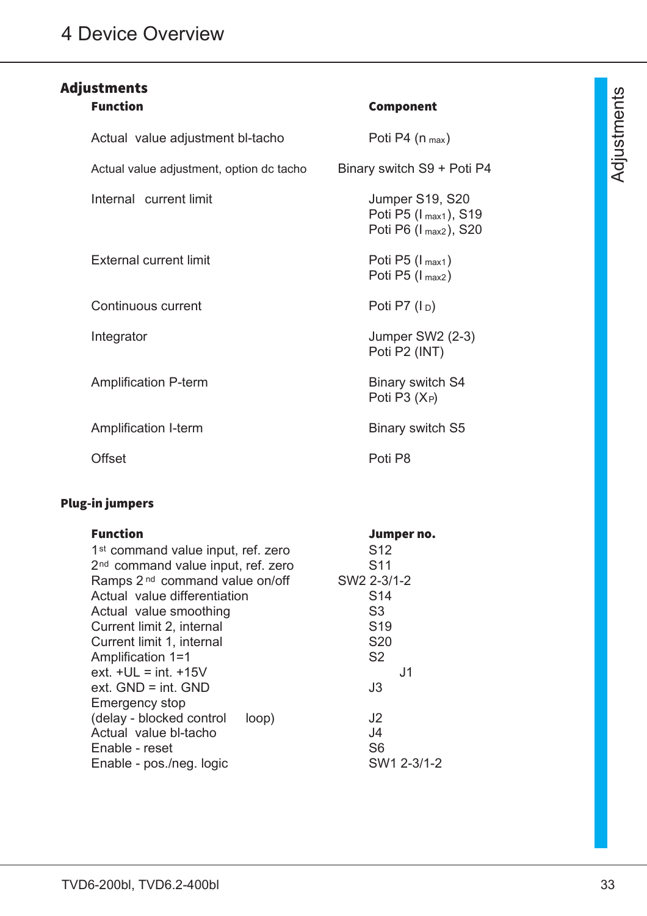# 4 Device Overview

## Adjustments

| Function | Component |
|---|---|
| Actual value adjustment bl-tacho | Poti P4 ($n_{max}$) |
| Actual value adjustment, option dc tacho | Binary switch S9 + Poti P4 |
| Internal current limit | Jumper S19, S20<br>Poti P5 ($I_{max1}$), S19<br>Poti P6 ($I_{max2}$), S20 |
| External current limit | Poti P5 ($I_{max1}$)<br>Poti P5 ($I_{max2}$) |
| Continuous current | Poti P7 ($I_D$) |
| Integrator | Jumper SW2 (2-3)<br>Poti P2 (INT) |
| Amplification P-term | Binary switch S4<br>Poti P3 ($X_P$) |
| Amplification I-term | Binary switch S5 |
| Offset | Poti P8 |

## Plug-in jumpers

| Function | Jumper no. |
|---|---|
| 1st command value input, ref. zero | S12 |
| 2nd command value input, ref. zero | S11 |
| Ramps 2nd command value on/off | SW2 2-3/1-2 |
| Actual value differentiation | S14 |
| Actual value smoothing | S3 |
| Current limit 2, internal | S19 |
| Current limit 1, internal | S20 |
| Amplification 1=1 | S2 |
| ext. +UL = int. +15V | J1 |
| ext. GND = int. GND | J3 |
| Emergency stop<br>(delay - blocked control loop) | J2 |
| Actual value bl-tacho | J4 |
| Enable - reset | S6 |
| Enable - pos./neg. logic | SW1 2-3/1-2 |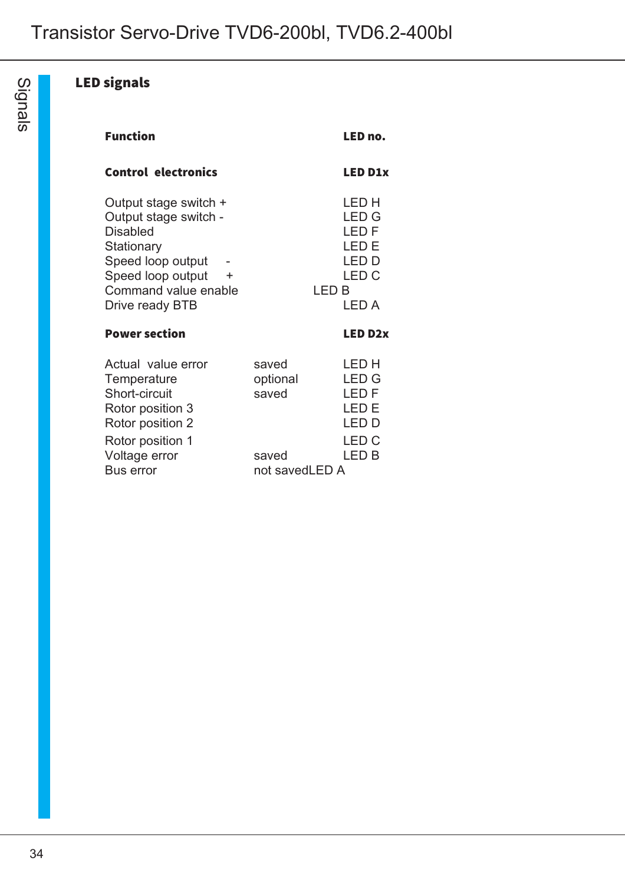## LED signals

| Function | | LED no. |
|---|---|---|
| **Control electronics** | | **LED D1x** |
| Output stage switch + | | LED H |
| Output stage switch - | | LED G |
| Disabled | | LED F |
| Stationary | | LED E |
| Speed loop output - | | LED D |
| Speed loop output + | | LED C |
| Command value enable | | LED B |
| Drive ready BTB | | LED A |
| **Power section** | | **LED D2x** |
| Actual value error | saved | LED H |
| Temperature | optional | LED G |
| Short-circuit | saved | LED F |
| Rotor position 3 | | LED E |
| Rotor position 2 | | LED D |
| Rotor position 1 | | LED C |
| Voltage error | saved | LED B |
| Bus error | not saved | LED A |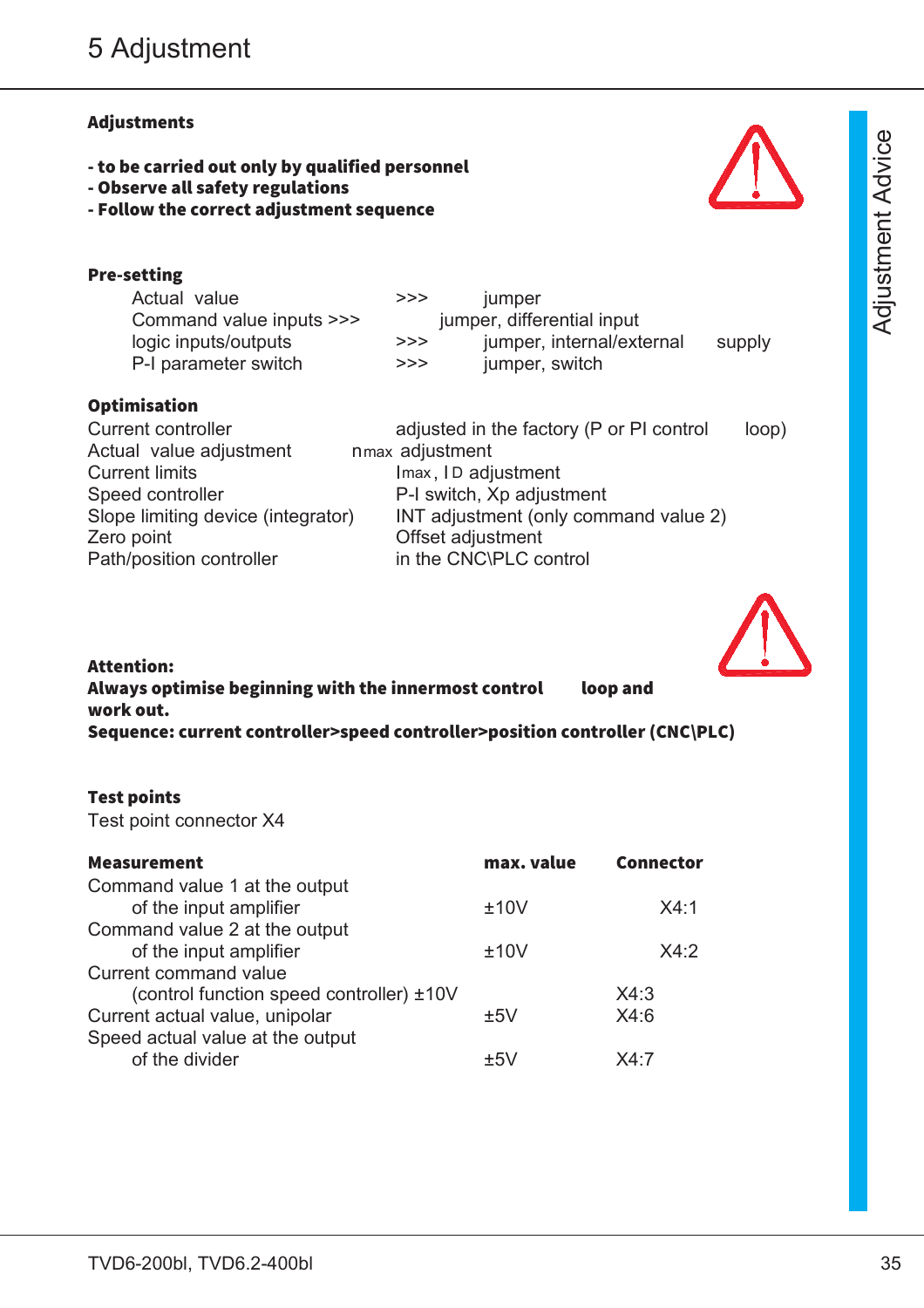# 5 Adjustment

**Adjustments**

- **to be carried out only by qualified personnel**
- **Observe all safety regulations**
- **Follow the correct adjustment sequence**

**Pre-setting**

| | | |
|---|---|---|
| Actual value | >>> | jumper |
| Command value inputs | >>> | jumper, differential input |
| logic inputs/outputs | >>> | jumper, internal/external supply |
| P-I parameter switch | >>> | jumper, switch |

**Optimisation**

| | |
|---|---|
| Current controller | adjusted in the factory (P or PI control loop) |
| Actual value adjustment | $n_{max}$ adjustment |
| Current limits | $I_{max}$, $I_D$ adjustment |
| Speed controller | P-I switch, Xp adjustment |
| Slope limiting device (integrator) | INT adjustment (only command value 2) |
| Zero point | Offset adjustment |
| Path/position controller | in the CNC\PLC control |

**Attention:**
**Always optimise beginning with the innermost control loop and work out.**
**Sequence: current controller>speed controller>position controller (CNC\PLC)**

**Test points**

Test point connector X4

| **Measurement** | **max. value** | **Connector** |
|---|---|---|
| Command value 1 at the output of the input amplifier | ±10V | X4:1 |
| Command value 2 at the output of the input amplifier | ±10V | X4:2 |
| Current command value (control function speed controller) | ±10V | X4:3 |
| Current actual value, unipolar | ±5V | X4:6 |
| Speed actual value at the output of the divider | ±5V | X4:7 |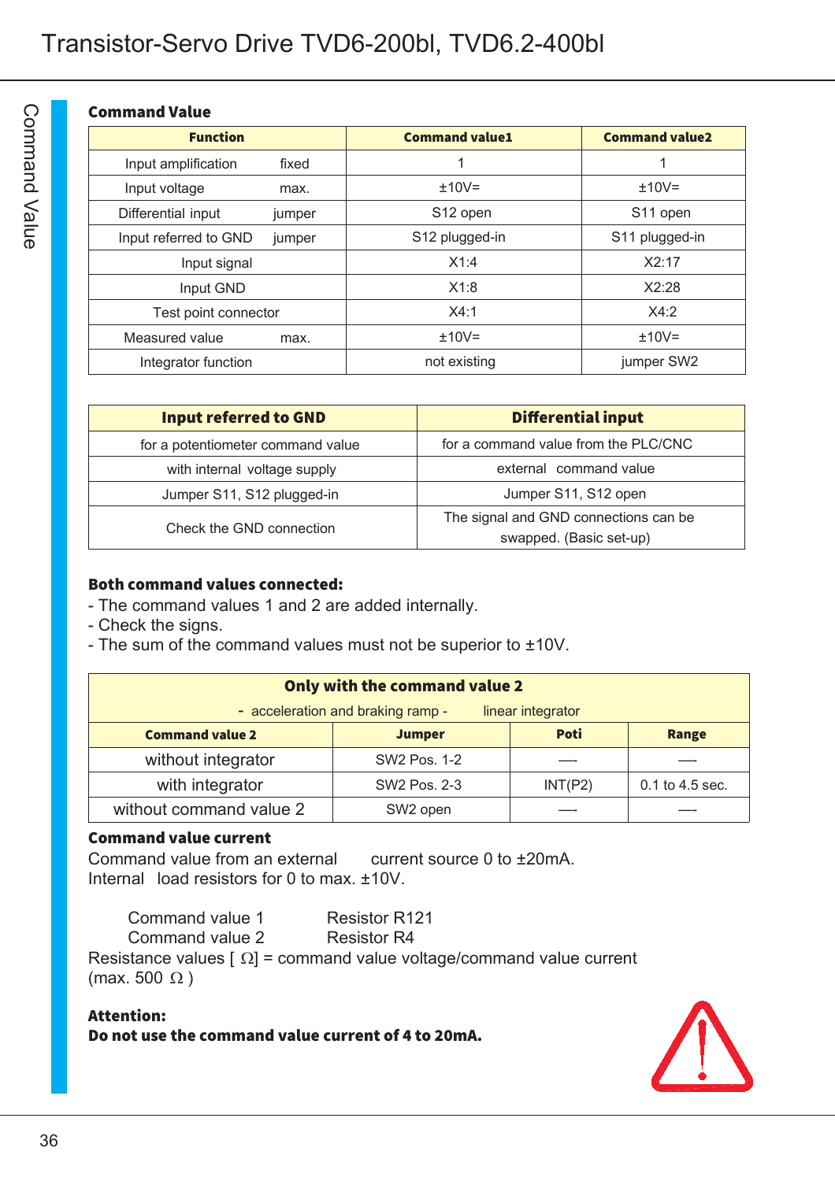## Command Value

| Function | | Command value1 | Command value2 |
|---|---|---|---|
| Input amplification | fixed | 1 | 1 |
| Input voltage | max. | ±10V= | ±10V= |
| Differential input | jumper | S12 open | S11 open |
| Input referred to GND | jumper | S12 plugged-in | S11 plugged-in |
| Input signal | | X1:4 | X2:17 |
| Input GND | | X1:8 | X2:28 |
| Test point connector | | X4:1 | X4:2 |
| Measured value | max. | ±10V= | ±10V= |
| Integrator function | | not existing | jumper SW2 |

| Input referred to GND | Differential input |
|---|---|
| for a potentiometer command value | for a command value from the PLC/CNC |
| with internal voltage supply | external command value |
| Jumper S11, S12 plugged-in | Jumper S11, S12 open |
| Check the GND connection | The signal and GND connections can be swapped. (Basic set-up) |

**Both command values connected:**

- The command values 1 and 2 are added internally.
- Check the signs.
- The sum of the command values must not be superior to ±10V.

| Only with the command value 2 - acceleration and braking ramp - linear integrator | | | |
|---|---|---|---|
| **Command value 2** | **Jumper** | **Poti** | **Range** |
| without integrator | SW2 Pos. 1-2 | ---- | ---- |
| with integrator | SW2 Pos. 2-3 | INT(P2) | 0.1 to 4.5 sec. |
| without command value 2 | SW2 open | ---- | ---- |

**Command value current**

Command value from an external current source 0 to ±20mA.
Internal load resistors for 0 to max. ±10V.

Command value 1 Resistor R121
Command value 2 Resistor R4

Resistance values [ Ω] = command value voltage/command value current
(max. 500 Ω )

**Attention:**
**Do not use the command value current of 4 to 20mA.**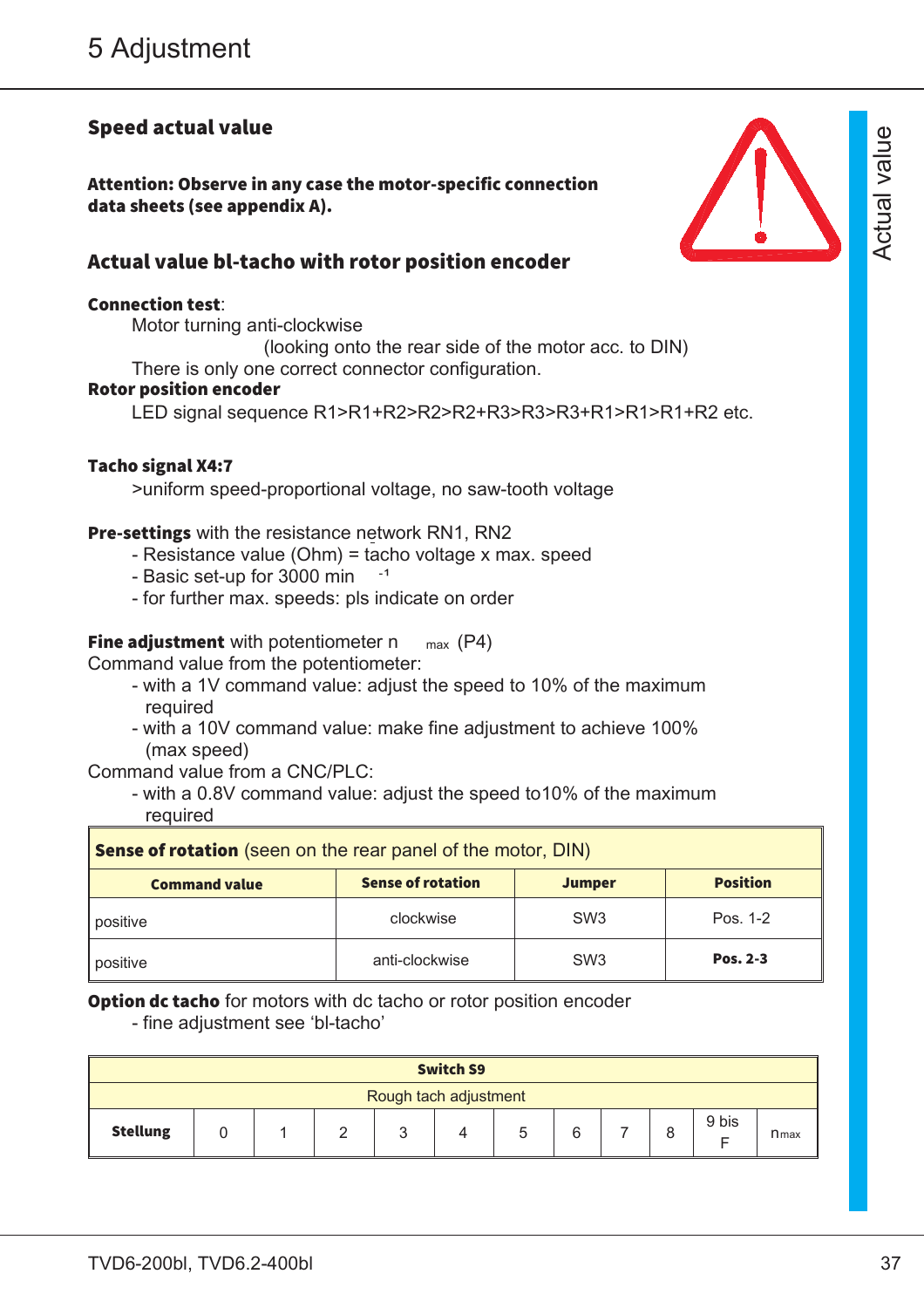## Speed actual value

**Attention: Observe in any case the motor-specific connection data sheets (see appendix A).**

### Actual value bl-tacho with rotor position encoder

**Connection test**:
Motor turning anti-clockwise
(looking onto the rear side of the motor acc. to DIN)
There is only one correct connector configuration.

**Rotor position encoder**
LED signal sequence R1>R1+R2>R2>R2+R3>R3>R3+R1>R1>R1+R2 etc.

**Tacho signal X4:7**
>uniform speed-proportional voltage, no saw-tooth voltage

**Pre-settings** with the resistance network RN1, RN2
- Resistance value (Ohm) = tacho voltage x max. speed
- Basic set-up for 3000 $min^{-1}$
- for further max. speeds: pls indicate on order

**Fine adjustment** with potentiometer $n_{max}$ (P4)
Command value from the potentiometer:
- with a 1V command value: adjust the speed to 10% of the maximum required
- with a 10V command value: make fine adjustment to achieve 100% (max speed)

Command value from a CNC/PLC:
- with a 0.8V command value: adjust the speed to10% of the maximum required

**Sense of rotation** (seen on the rear panel of the motor, DIN)

| Command value | Sense of rotation | Jumper | Position |
|---|---|---|---|
| positive | clockwise | SW3 | Pos. 1-2 |
| positive | anti-clockwise | SW3 | **Pos. 2-3** |

**Option dc tacho** for motors with dc tacho or rotor position encoder
- fine adjustment see 'bl-tacho'

| **Switch S9** | | | | | | | | | | | |
|---|---|---|---|---|---|---|---|---|---|---|---|
| Rough tach adjustment | | | | | | | | | | | |
| **Stellung** | 0 | 1 | 2 | 3 | 4 | 5 | 6 | 7 | 8 | 9 bis F | $n_{max}$ |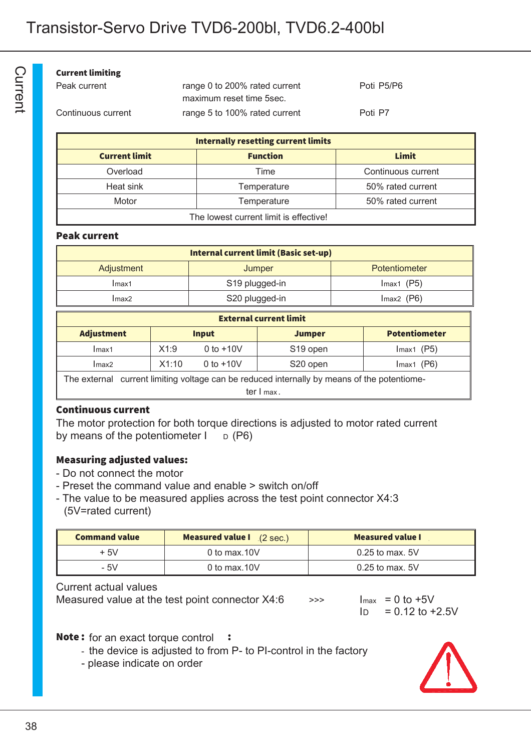**Current limiting**

| | | |
|---|---|---|
| Peak current | range 0 to 200% rated current<br>maximum reset time 5sec. | Poti P5/P6 |
| Continuous current | range 5 to 100% rated current | Poti P7 |

| Internally resetting current limits | | |
|---|---|---|
| **Current limit** | **Function** | **Limit** |
| Overload | Time | Continuous current |
| Heat sink | Temperature | 50% rated current |
| Motor | Temperature | 50% rated current |
| The lowest current limit is effective! | | |

## Peak current

| Internal current limit (Basic set-up) | | |
|---|---|---|
| Adjustment | Jumper | Potentiometer |
| $I_{max1}$ | S19 plugged-in | $I_{max1}$ (P5) |
| $I_{max2}$ | S20 plugged-in | $I_{max2}$ (P6) |

| External current limit | | | | |
|---|---|---|---|---|
| **Adjustment** | **Input** | | **Jumper** | **Potentiometer** |
| $I_{max1}$ | X1:9 | 0 to +10V | S19 open | $I_{max1}$ (P5) |
| $I_{max2}$ | X1:10 | 0 to +10V | S20 open | $I_{max1}$ (P6) |
| The external current limiting voltage can be reduced internally by means of the potentiometer $I_{max}$. | | | | |

## Continuous current

The motor protection for both torque directions is adjusted to motor rated current by means of the potentiometer $I_D$ (P6)

## Measuring adjusted values:

- Do not connect the motor
- Preset the command value and enable > switch on/off
- The value to be measured applies across the test point connector X4:3 (5V=rated current)

| Command value | Measured value I (2 sec.) | Measured value I |
|---|---|---|
| + 5V | 0 to max.10V | 0.25 to max. 5V |
| - 5V | 0 to max.10V | 0.25 to max. 5V |

Current actual values
Measured value at the test point connector X4:6 >>> $I_{max}$ = 0 to +5V
$I_D$ = 0.12 to +2.5V

**Note :** for an exact torque control :
- the device is adjusted to from P- to PI-control in the factory
- please indicate on order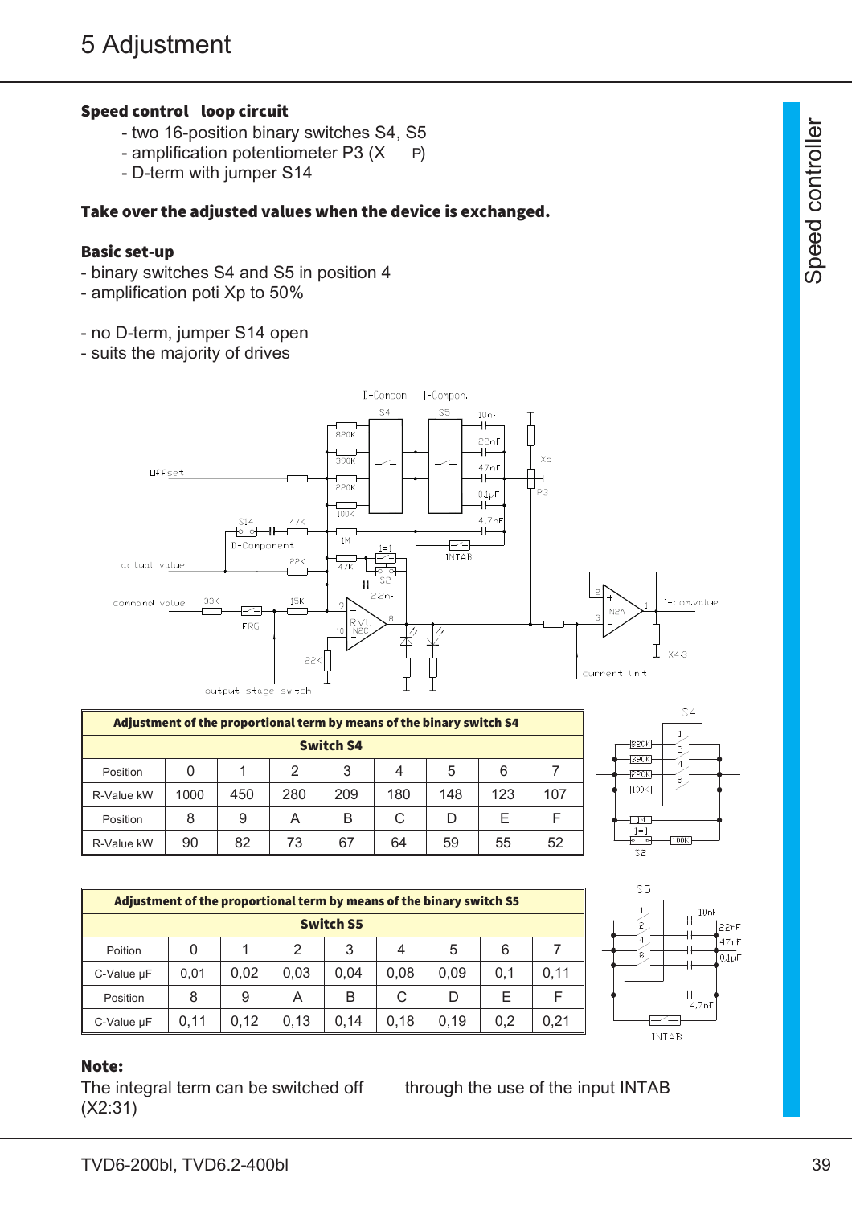# 5 Adjustment

**Speed control loop circuit**

- two 16-position binary switches S4, S5
- amplification potentiometer P3 (X P)
- D-term with jumper S14

**Take over the adjusted values when the device is exchanged.**

**Basic set-up**

- binary switches S4 and S5 in position 4
- amplification poti Xp to 50%

- no D-term, jumper S14 open
- suits the majority of drives

| Adjustment of the proportional term by means of the binary switch S4 | | | | | | | | |
|---|---|---|---|---|---|---|---|---|
| **Switch S4** | | | | | | | | |
| Position | 0 | 1 | 2 | 3 | 4 | 5 | 6 | 7 |
| R-Value kW | 1000 | 450 | 280 | 209 | 180 | 148 | 123 | 107 |
| Position | 8 | 9 | A | B | C | D | E | F |
| R-Value kW | 90 | 82 | 73 | 67 | 64 | 59 | 55 | 52 |

| Adjustment of the proportional term by means of the binary switch S5 | | | | | | | | |
|---|---|---|---|---|---|---|---|---|
| **Switch S5** | | | | | | | | |
| Poition | 0 | 1 | 2 | 3 | 4 | 5 | 6 | 7 |
| C-Value µF | 0,01 | 0,02 | 0,03 | 0,04 | 0,08 | 0,09 | 0,1 | 0,11 |
| Position | 8 | 9 | A | B | C | D | E | F |
| C-Value µF | 0,11 | 0,12 | 0,13 | 0,14 | 0,18 | 0,19 | 0,2 | 0,21 |

**Note:**

The integral term can be switched off through the use of the input INTAB (X2:31)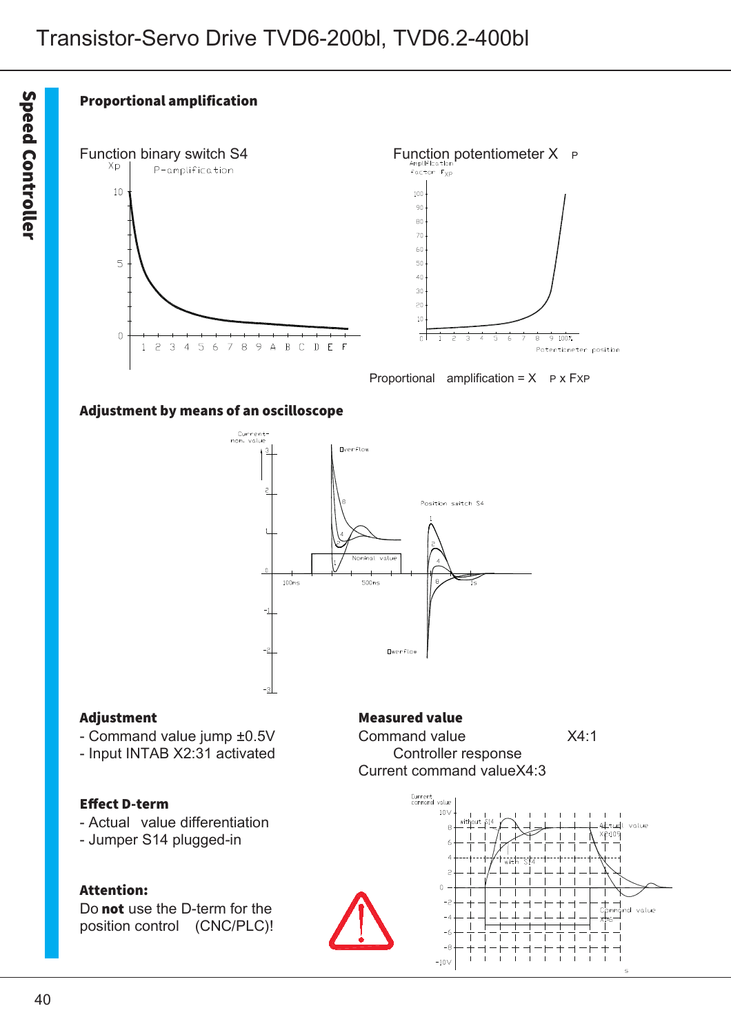## Proportional amplification

Function binary switch S4

Function potentiometer $X_P$

Proportional amplification = $X_P$ x $F_{XP}$

## Adjustment by means of an oscilloscope

**Adjustment**

- Command value jump ±0.5V
- Input INTAB X2:31 activated

**Measured value**

Command value X4:1

Controller response

Current command value X4:3

**Effect D-term**

- Actual value differentiation
- Jumper S14 plugged-in

**Attention:**

Do **not** use the D-term for the position control (CNC/PLC)!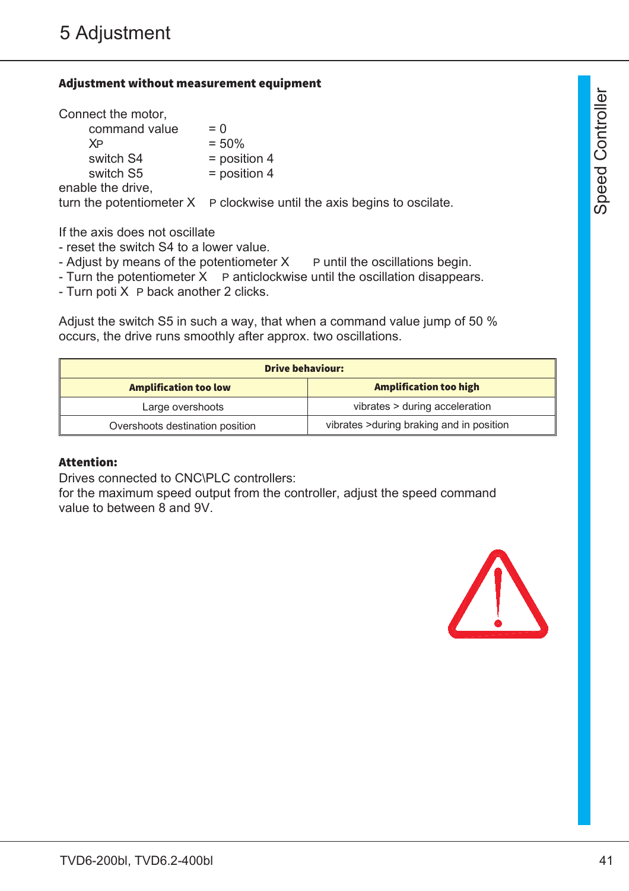# 5 Adjustment

**Adjustment without measurement equipment**

Connect the motor,

- command value = 0
- $X_P$ = 50%
- switch S4 = position 4
- switch S5 = position 4

enable the drive,
turn the potentiometer $X_P$ clockwise until the axis begins to oscilate.

If the axis does not oscillate
- reset the switch S4 to a lower value.
- Adjust by means of the potentiometer $X_P$ until the oscillations begin.
- Turn the potentiometer $X_P$ anticlockwise until the oscillation disappears.
- Turn poti $X_P$ back another 2 clicks.

Adjust the switch S5 in such a way, that when a command value jump of 50 % occurs, the drive runs smoothly after approx. two oscillations.

| **Drive behaviour:** | |
|---|---|
| **Amplification too low** | **Amplification too high** |
| Large overshoots | vibrates > during acceleration |
| Overshoots destination position | vibrates >during braking and in position |

**Attention:**
Drives connected to CNC\PLC controllers:
for the maximum speed output from the controller, adjust the speed command value to between 8 and 9V.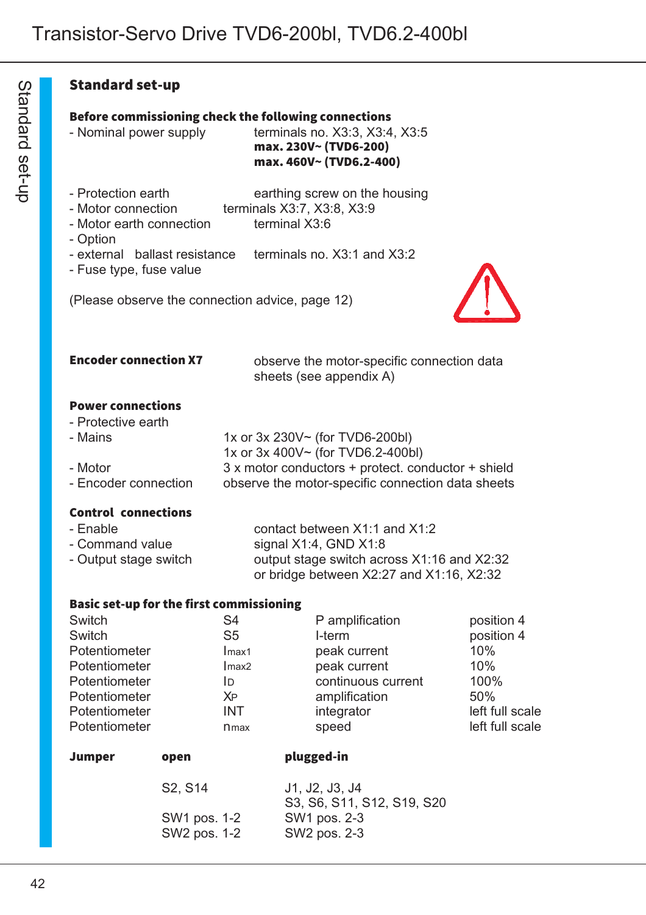## Standard set-up

**Before commissioning check the following connections**

| | |
|---|---|
| - Nominal power supply | terminals no. X3:3, X3:4, X3:5<br>**max. 230V~ (TVD6-200)**<br>**max. 460V~ (TVD6.2-400)** |
| - Protection earth | earthing screw on the housing |
| - Motor connection | terminals X3:7, X3:8, X3:9 |
| - Motor earth connection | terminal X3:6 |
| - Option | |
| - external ballast resistance | terminals no. X3:1 and X3:2 |
| - Fuse type, fuse value | |

(Please observe the connection advice, page 12)

**Encoder connection X7** observe the motor-specific connection data sheets (see appendix A)

**Power connections**

| | |
|---|---|
| - Protective earth | |
| - Mains | 1x or 3x 230V~ (for TVD6-200bl)<br>1x or 3x 400V~ (for TVD6.2-400bl) |
| - Motor | 3 x motor conductors + protect. conductor + shield |
| - Encoder connection | observe the motor-specific connection data sheets |

**Control connections**

| | |
|---|---|
| - Enable | contact between X1:1 and X1:2 |
| - Command value | signal X1:4, GND X1:8 |
| - Output stage switch | output stage switch across X1:16 and X2:32<br>or bridge between X2:27 and X1:16, X2:32 |

**Basic set-up for the first commissioning**

| | | | |
|---|---|---|---|
| Switch | S4 | P amplification | position 4 |
| Switch | S5 | I-term | position 4 |
| Potentiometer | $I_{max1}$ | peak current | 10% |
| Potentiometer | $I_{max2}$ | peak current | 10% |
| Potentiometer | $I_D$ | continuous current | 100% |
| Potentiometer | $X_P$ | amplification | 50% |
| Potentiometer | INT | integrator | left full scale |
| Potentiometer | $n_{max}$ | speed | left full scale |

| **Jumper** | **open** | **plugged-in** |
|---|---|---|
| | S2, S14 | J1, J2, J3, J4<br>S3, S6, S11, S12, S19, S20 |
| | SW1 pos. 1-2 | SW1 pos. 2-3 |
| | SW2 pos. 1-2 | SW2 pos. 2-3 |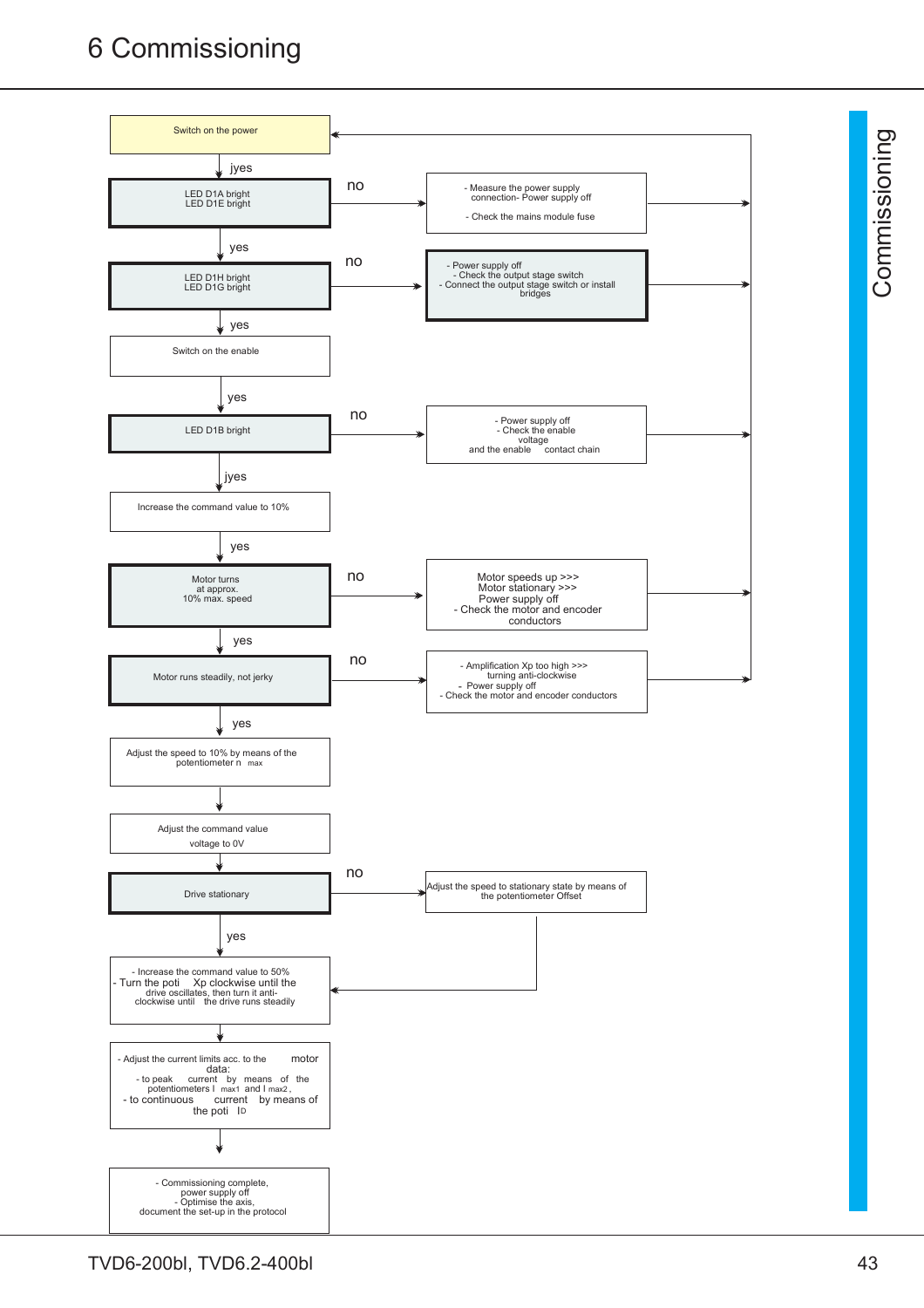# 6 Commissioning

Switch on the power

jyes

LED D1A bright
LED D1E bright

no → - Measure the power supply connection- Power supply off
- Check the mains module fuse

yes

LED D1H bright
LED D1G bright

no → - Power supply off
- Check the output stage switch
- Connect the output stage switch or install bridges

yes

Switch on the enable

yes

LED D1B bright

no → - Power supply off
- Check the enable voltage
and the enable contact chain

jyes

Increase the command value to 10%

yes

Motor turns at approx. 10% max. speed

no → Motor speeds up >>>
Motor stationary >>>
Power supply off
- Check the motor and encoder conductors

yes

Motor runs steadily, not jerky

no → - Amplification Xp too high >>> turning anti-clockwise
- Power supply off
- Check the motor and encoder conductors

yes

Adjust the speed to 10% by means of the potentiometer $n_{max}$

Adjust the command value voltage to 0V

Drive stationary

no → Adjust the speed to stationary state by means of the potentiometer Offset

yes

- Increase the command value to 50%
- Turn the poti Xp clockwise until the drive oscillates, then turn it anti-clockwise until the drive runs steadily

- Adjust the current limits acc. to the motor data:
- to peak current by means of the potentiometers $I_{max1}$ and $I_{max2}$,
- to continuous current by means of the poti $I_D$

- Commissioning complete, power supply off
- Optimise the axis, document the set-up in the protocol

TVD6-200bl, TVD6.2-400bl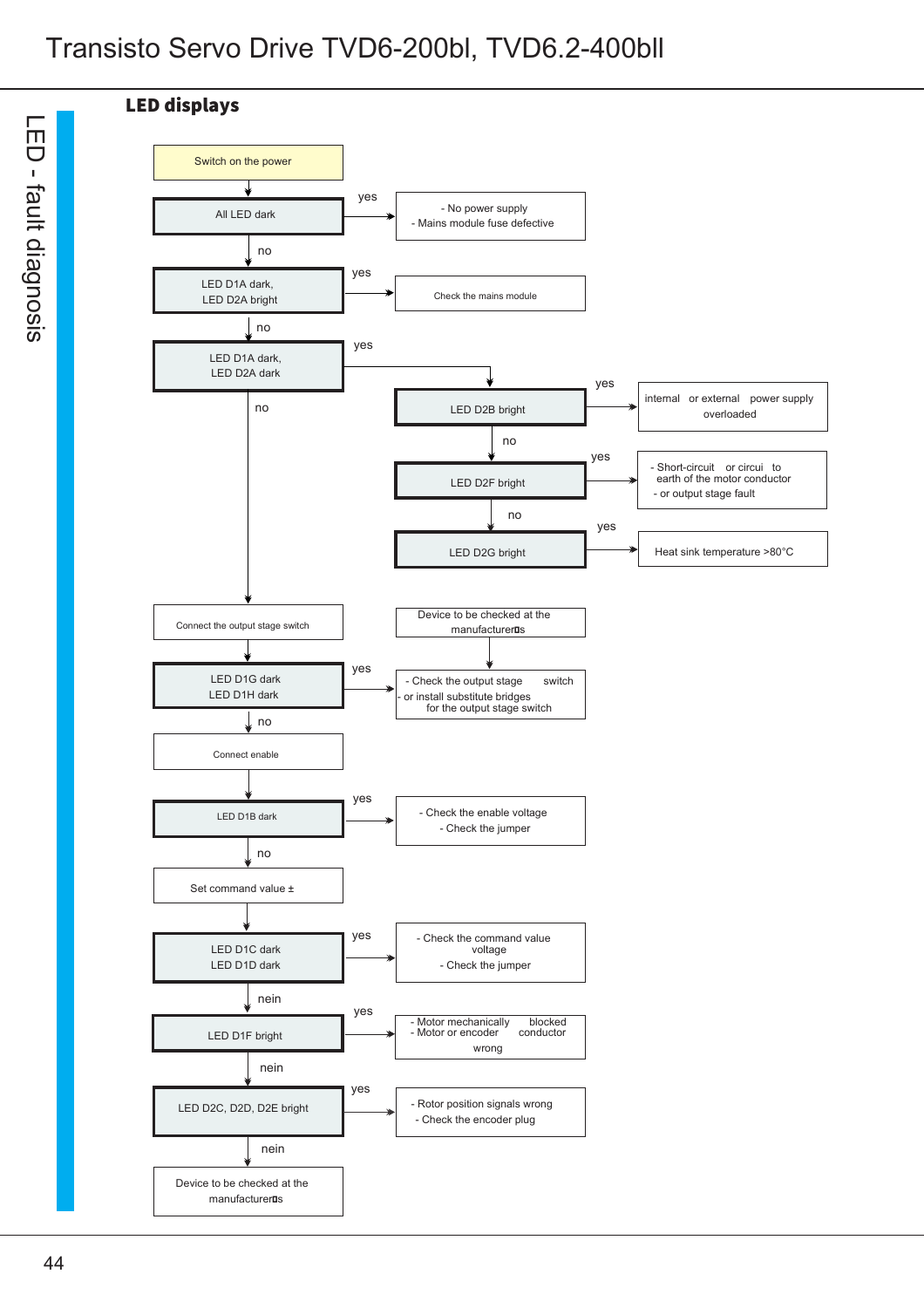## LED displays

LED - fault diagnosis

- Switch on the power
- All LED dark → yes → - No power supply - Mains module fuse defective
- no
- LED D1A dark, LED D2A bright → yes → Check the mains module
- no
- LED D1A dark, LED D2A dark → yes → LED D2B bright
  - LED D2B bright → yes → internal or external power supply overloaded
  - no
  - LED D2F bright → yes → - Short-circuit or circui to earth of the motor conductor - or output stage fault
  - no
  - LED D2G bright → yes → Heat sink temperature >80°C
  - → Device to be checked at the manufacturer's
- no
- Connect the output stage switch
- LED D1G dark LED D1H dark → yes → - Check the output stage switch - or install substitute bridges for the output stage switch
- no
- Connect enable
- LED D1B dark → yes → - Check the enable voltage - Check the jumper
- no
- Set command value ±
- LED D1C dark LED D1D dark → yes → - Check the command value voltage - Check the jumper
- nein
- LED D1F bright → yes → - Motor mechanically blocked - Motor or encoder conductor wrong
- nein
- LED D2C, D2D, D2E bright → yes → - Rotor position signals wrong - Check the encoder plug
- nein
- Device to be checked at the manufacturer's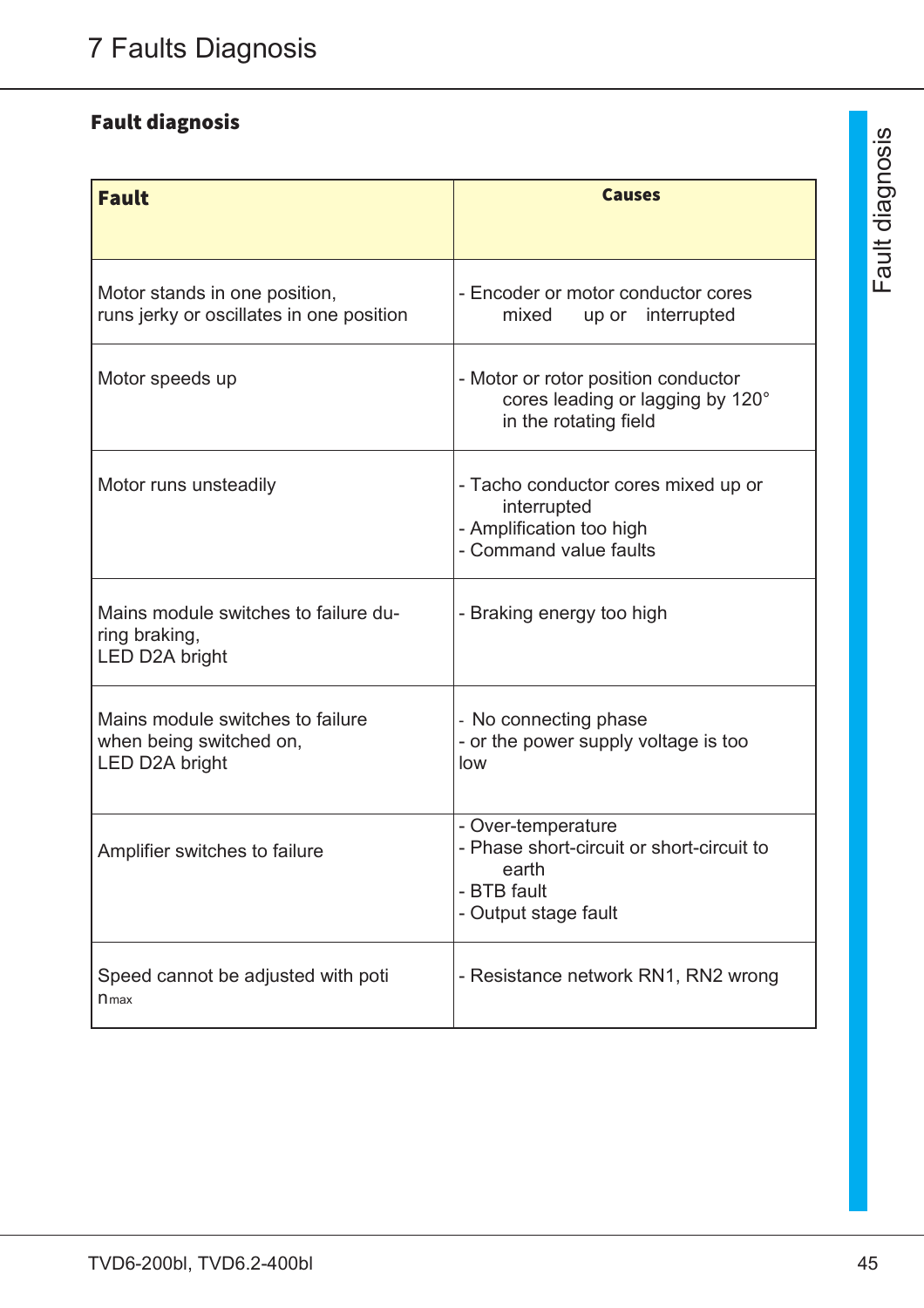# 7 Faults Diagnosis

## Fault diagnosis

| Fault | Causes |
|---|---|
| Motor stands in one position, runs jerky or oscillates in one position | - Encoder or motor conductor cores mixed up or interrupted |
| Motor speeds up | - Motor or rotor position conductor cores leading or lagging by 120° in the rotating field |
| Motor runs unsteadily | - Tacho conductor cores mixed up or interrupted<br>- Amplification too high<br>- Command value faults |
| Mains module switches to failure during braking, LED D2A bright | - Braking energy too high |
| Mains module switches to failure when being switched on, LED D2A bright | - No connecting phase<br>- or the power supply voltage is too low |
| Amplifier switches to failure | - Over-temperature<br>- Phase short-circuit or short-circuit to earth<br>- BTB fault<br>- Output stage fault |
| Speed cannot be adjusted with poti $n_{max}$ | - Resistance network RN1, RN2 wrong |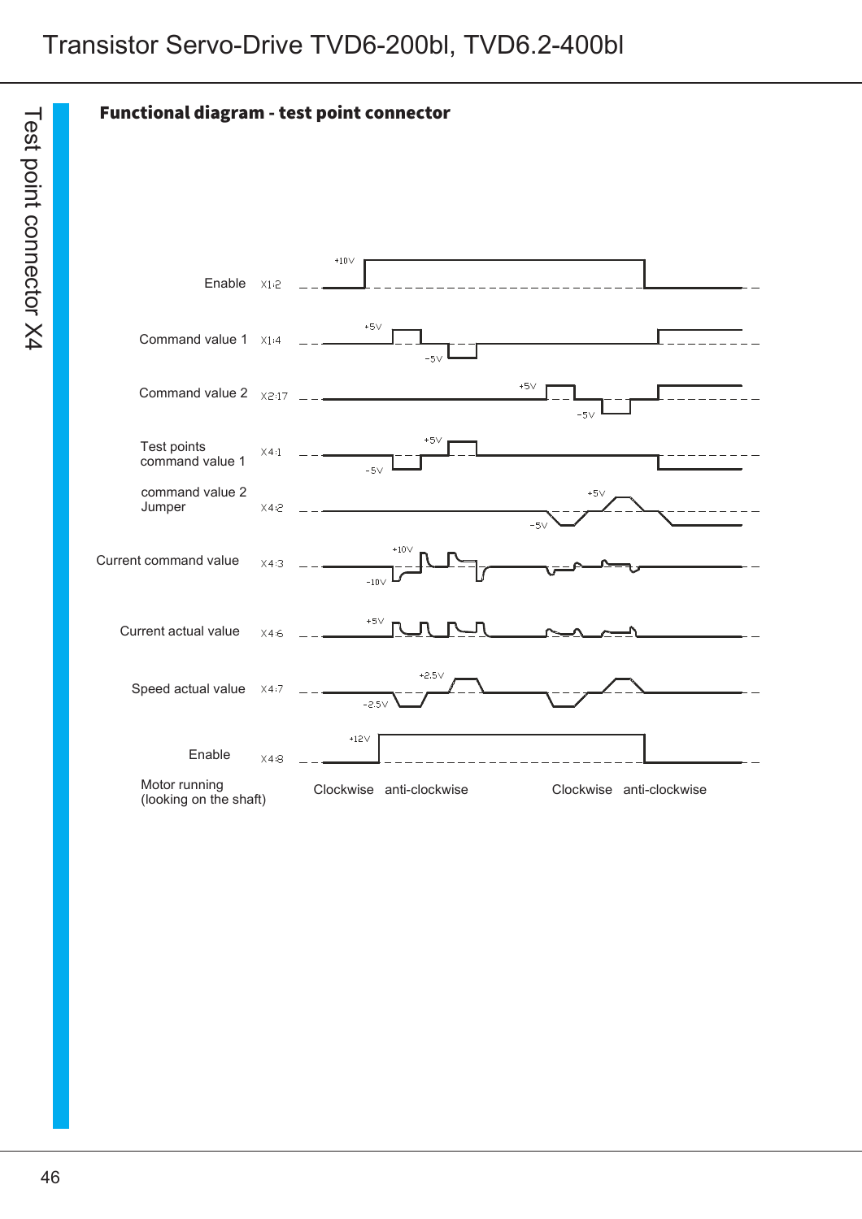## Functional diagram - test point connector

| Signal | Pin | Levels |
| --- | --- | --- |
| Enable | X1:2 | +10V |
| Command value 1 | X1:4 | +5V / -5V |
| Command value 2 | X2:17 | +5V / -5V |
| Test points command value 1 | X4:1 | +5V / -5V |
| command value 2 Jumper | X4:2 | +5V / -5V |
| Current command value | X4:3 | +10V / -10V |
| Current actual value | X4:6 | +5V |
| Speed actual value | X4:7 | +2.5V / -2.5V |
| Enable | X4:8 | +12V |

Motor running (looking on the shaft): Clockwise, anti-clockwise, Clockwise, anti-clockwise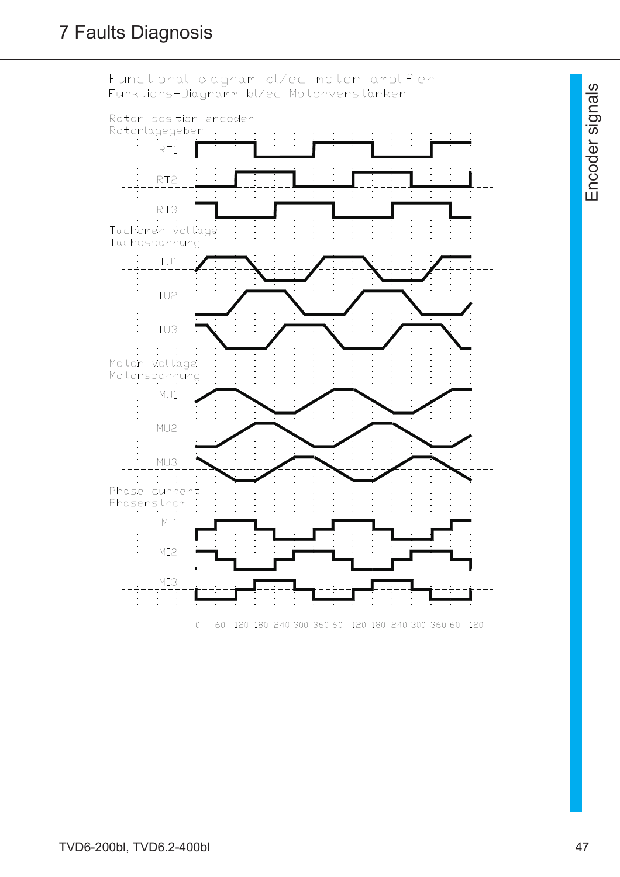# 7 Faults Diagnosis

Functional diagram bl/ec motor amplifier
Funktions-Diagramm bl/ec Motorverstärker

Rotor position encoder
Rotorlagegeber

RT1

RT2

RT3

Tachomer voltage
Tachospannung

TU1

TU2

TU3

Motor voltage
Motorspannung

MU1

MU2

MU3

Phase current
Phasenstrom

MI1

MI2

MI3

0 60 120 180 240 300 360 60 120 180 240 300 360 60 120

Encoder signals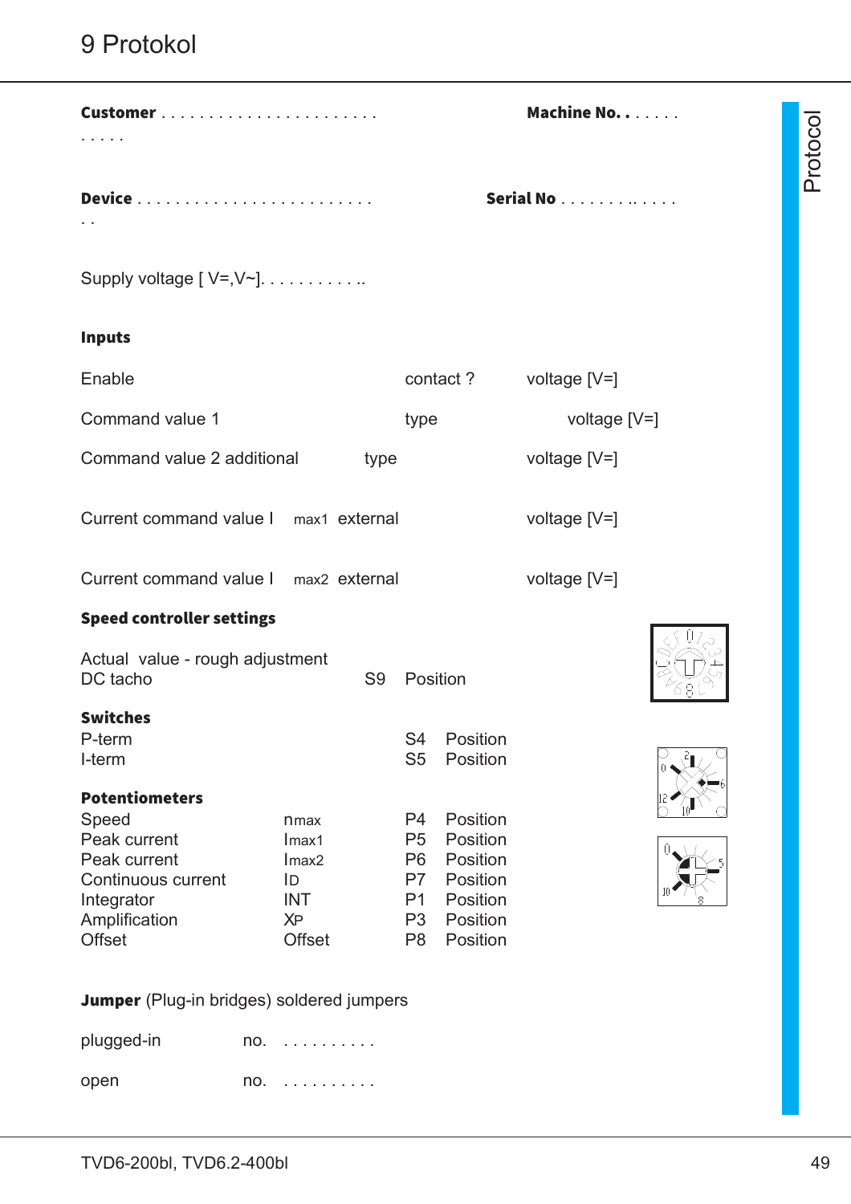# 9 Protokol

**Customer** . . . . . . . . . . . . . . . . . . . . . . . . . . . .  **Machine No.** . . . . . .

**Device** . . . . . . . . . . . . . . . . . . . . . . . . . . .  **Serial No** . . . . . . . . .. . . . .

Supply voltage [ V=,V~]. . . . . . . . . . ..

**Inputs**

Enable contact ? voltage [V=]

Command value 1 type voltage [V=]

Command value 2 additional type voltage [V=]

Current command value $I_{max1}$ external voltage [V=]

Current command value $I_{max2}$ external voltage [V=]

**Speed controller settings**

Actual value - rough adjustment
DC tacho S9 Position

**Switches**

| | S4 | Position |
|---|---|---|
| P-term | S4 | Position |
| I-term | S5 | Position |

**Potentiometers**

| | | | |
|---|---|---|---|
| Speed | $n_{max}$ | P4 | Position |
| Peak current | $I_{max1}$ | P5 | Position |
| Peak current | $I_{max2}$ | P6 | Position |
| Continuous current | $I_D$ | P7 | Position |
| Integrator | INT | P1 | Position |
| Amplification | $X_P$ | P3 | Position |
| Offset | Offset | P8 | Position |

**Jumper** (Plug-in bridges) soldered jumpers

plugged-in no. . . . . . . . . . .

open no. . . . . . . . . . .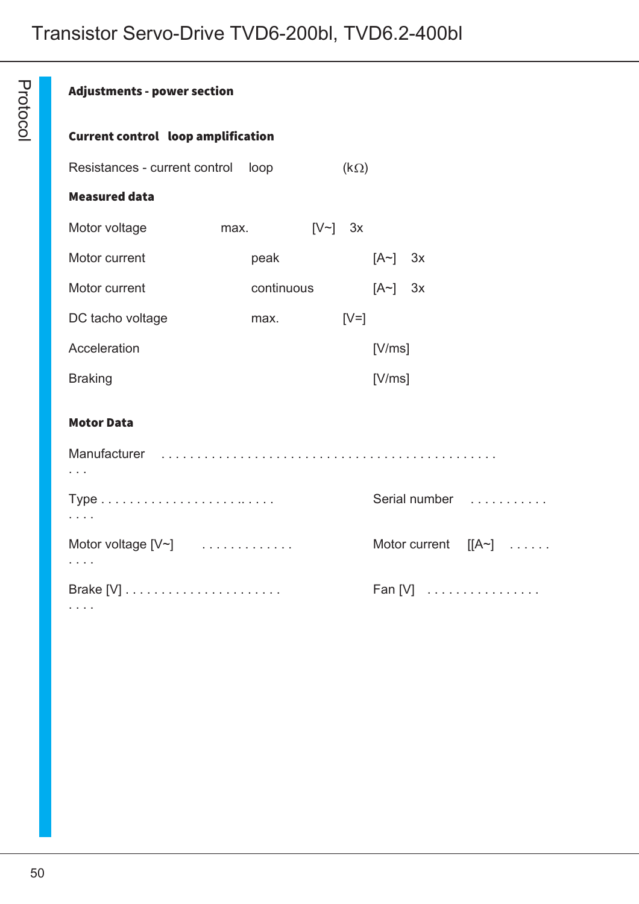## Adjustments - power section

### Current control loop amplification

Resistances - current control loop (kΩ)

### Measured data

| | | | |
|---|---|---|---|
| Motor voltage | max. | [V~] | 3x |
| Motor current | peak | [A~] | 3x |
| Motor current | continuous | [A~] | 3x |
| DC tacho voltage | max. | [V=] | |
| Acceleration | | [V/ms] | |
| Braking | | [V/ms] | |

### Motor Data

Manufacturer . . . . . . . . . . . . . . . . . . . . . . . . . . . . . . . . . . . . . . . . . . . . . . . .

Type . . . . . . . . . . . . . . . . . . . . .. . . . . . . . . . Serial number . . . . . . . . . . .

Motor voltage [V~] . . . . . . . . . . . . . . . . . . Motor current [[A~] . . . . . .

Brake [V] . . . . . . . . . . . . . . . . . . . . . . . . . . Fan [V] . . . . . . . . . . . . . . . .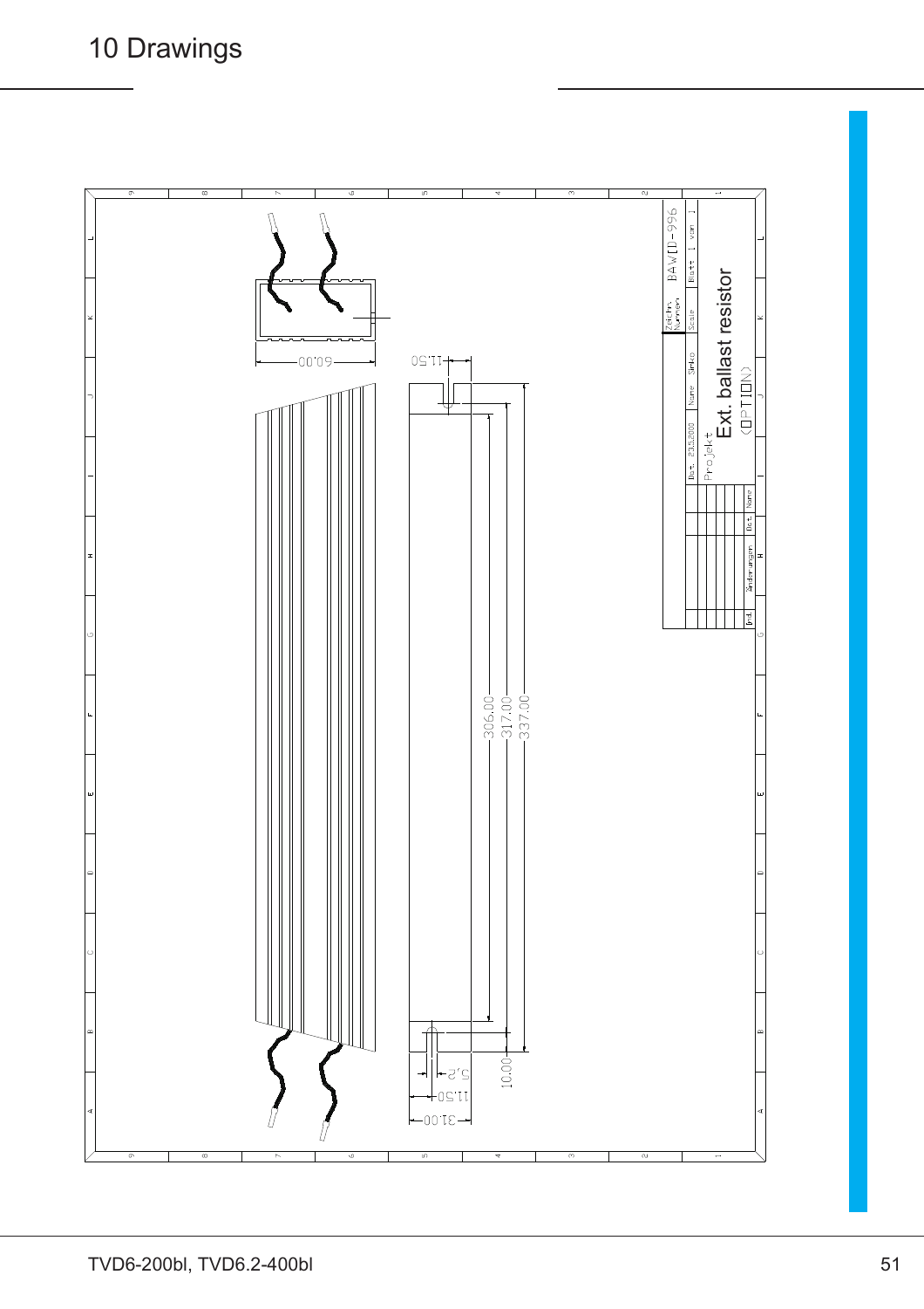# 10 Drawings

Ext. ballast resistor
(OPTION)

BAW[D-996

Zeichn. Nummer | Scale | Blatt 1 von 1

Dat. 23.5.2000 | Name Simko

Projekt

Änderungen | Dat. | Name | Ind.

60.00

11.50

306.00

317.00

337.00

10.00

5.2

11.50

31.00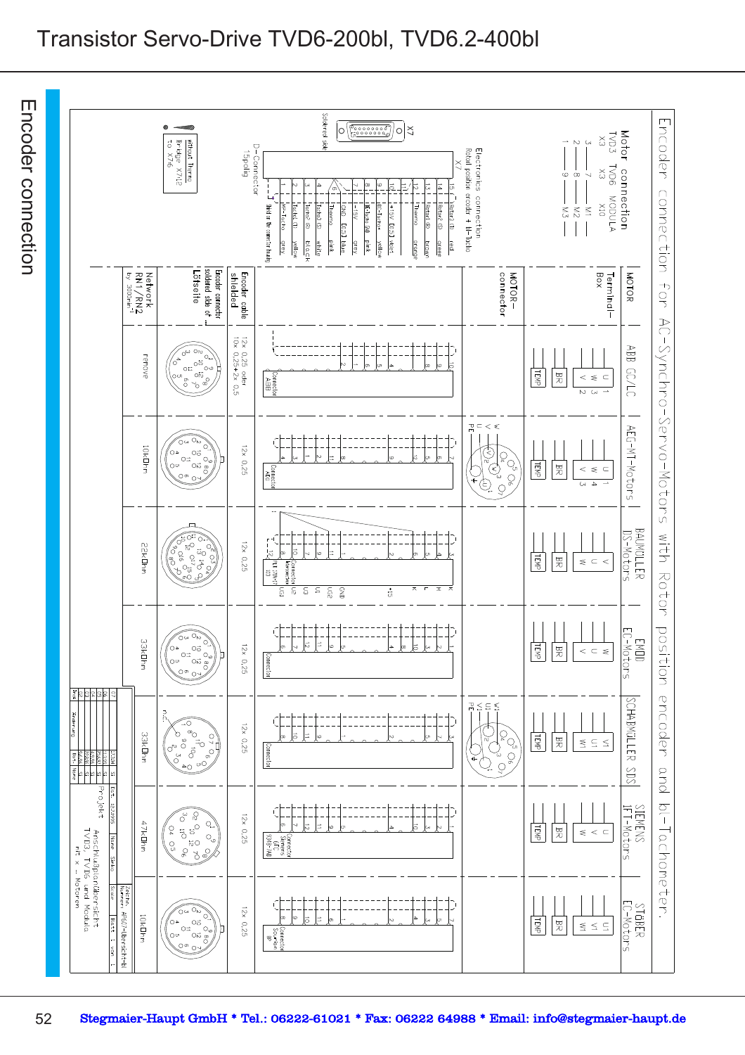# Encoder connection

## Encoder connection for AC-Synchro-Servo-Motors with Rotor position encoder and bl-Tachometer.

Motor connection

| TVD3 X3 | TVD6 X3 | MODULA X10 | |
|---|---|---|---|
| 3 | 7 | 9 | M1 |
| 2 | 8 | 8 | M2 |
| 1 | 9 | 9 | M3 |

Electronics connection
Rotor position encoder + bl-Tacho
X7

| Pin | Signal | Colour |
|---|---|---|
| 15 | Return (R) | red |
| 14 | Rotor1 (S) | green |
| 13 | Rotor2 (R) | brown |
| 12 | Thermo | orange |
| 11 | | |
| 10 | +15V DC,3 | violet |
| 9 | bl-Tacho | yellow |
| 8 | bl-Tacho (M) | pink |
| 7 | +15V | grey |
| 6 | GND DC,3 | blue |
| 5 | Thermo | pink |
| 4 | Tacho3 (S) | white |
| 3 | Tacho2 (R) | black |
| 2 | Tacho1 (S) | yellow |
| 1 | -Tacho | grey |

Shield at the connector housing

Soldered side

D-Connector 15polig

without Thermo: Brücke X7/12 to X7/6

| | ABB GC/LC | AEG-MT-Motors | BAUMÜLLER DS-Motors | EMOD EC-Motors | SCHARMÜLLER SDS | SIEMENS 1FT-Motors | STÖBER EC-Motors |
|---|---|---|---|---|---|---|---|
| MOTOR Terminal-Box | U 1, W 3, V 2, BR, TEMP | U 1, W 4, V 3, BR, TEMP | V, U, W, BR, TEMP | W, U, V, BR, TEMP | V1, U1, W1, BR, TEMP | U, V, W, BR, TEMP | U1, V1, W1, BR, TEMP |
| MOTOR-connector | | W, V, U, PE | | | W1, U1, V1, PE | | |
| | Connector ABB | Connector AEG | Connector Baumüller | Connector | Connector | Connector Siemens 6FX2003-0AD | Connector Stöber |
| Encoder cable shielded | 12x 0,25 oder 10x 0,25+2x 0,5 | 12x 0,25 | 12x 0,25 | 12x 0,25 | 12x 0,25 | 12x 0,25 | 12x 0,25 |
| Encoder connector soldered side of ... Lötseite | | | | | | | |
| Network RN1/RN2 by 3000min⁻¹ | remove | 10kOhm | 22kOhm | 33kOhm | 33kOhm | 47kOhm | 10kOhm |

Projekt: Anschlußplanübersicht TVD3, TVD6 und Modula mit x ... Motoren
Zeichn. Nummer: AP601-Übersicht-bl
Blatt 1 von 1